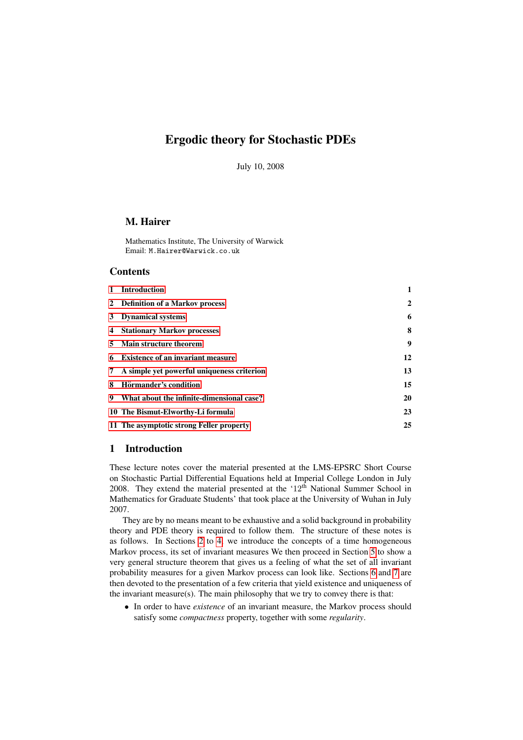# Ergodic theory for Stochastic PDEs

July 10, 2008

**M. Hairer**

Mathematics Institute, The University of Warwick
Email: `M.Hairer@Warwick.co.uk`

## Contents

| | |
|---|---|
| **1 Introduction** | **1** |
| **2 Definition of a Markov process** | **2** |
| **3 Dynamical systems** | **6** |
| **4 Stationary Markov processes** | **8** |
| **5 Main structure theorem** | **9** |
| **6 Existence of an invariant measure** | **12** |
| **7 A simple yet powerful uniqueness criterion** | **13** |
| **8 Hörmander's condition** | **15** |
| **9 What about the infinite-dimensional case?** | **20** |
| **10 The Bismut-Elworthy-Li formula** | **23** |
| **11 The asymptotic strong Feller property** | **25** |

## 1 Introduction

These lecture notes cover the material presented at the LMS-EPSRC Short Course on Stochastic Partial Differential Equations held at Imperial College London in July 2008. They extend the material presented at the '12$^{\text{th}}$ National Summer School in Mathematics for Graduate Students' that took place at the University of Wuhan in July 2007.

They are by no means meant to be exhaustive and a solid background in probability theory and PDE theory is required to follow them. The structure of these notes is as follows. In Sections 2 to 4, we introduce the concepts of a time homogeneous Markov process, its set of invariant measures We then proceed in Section 5 to show a very general structure theorem that gives us a feeling of what the set of all invariant probability measures for a given Markov process can look like. Sections 6 and 7 are then devoted to the presentation of a few criteria that yield existence and uniqueness of the invariant measure(s). The main philosophy that we try to convey there is that:

- In order to have *existence* of an invariant measure, the Markov process should satisfy some *compactness* property, together with some *regularity*.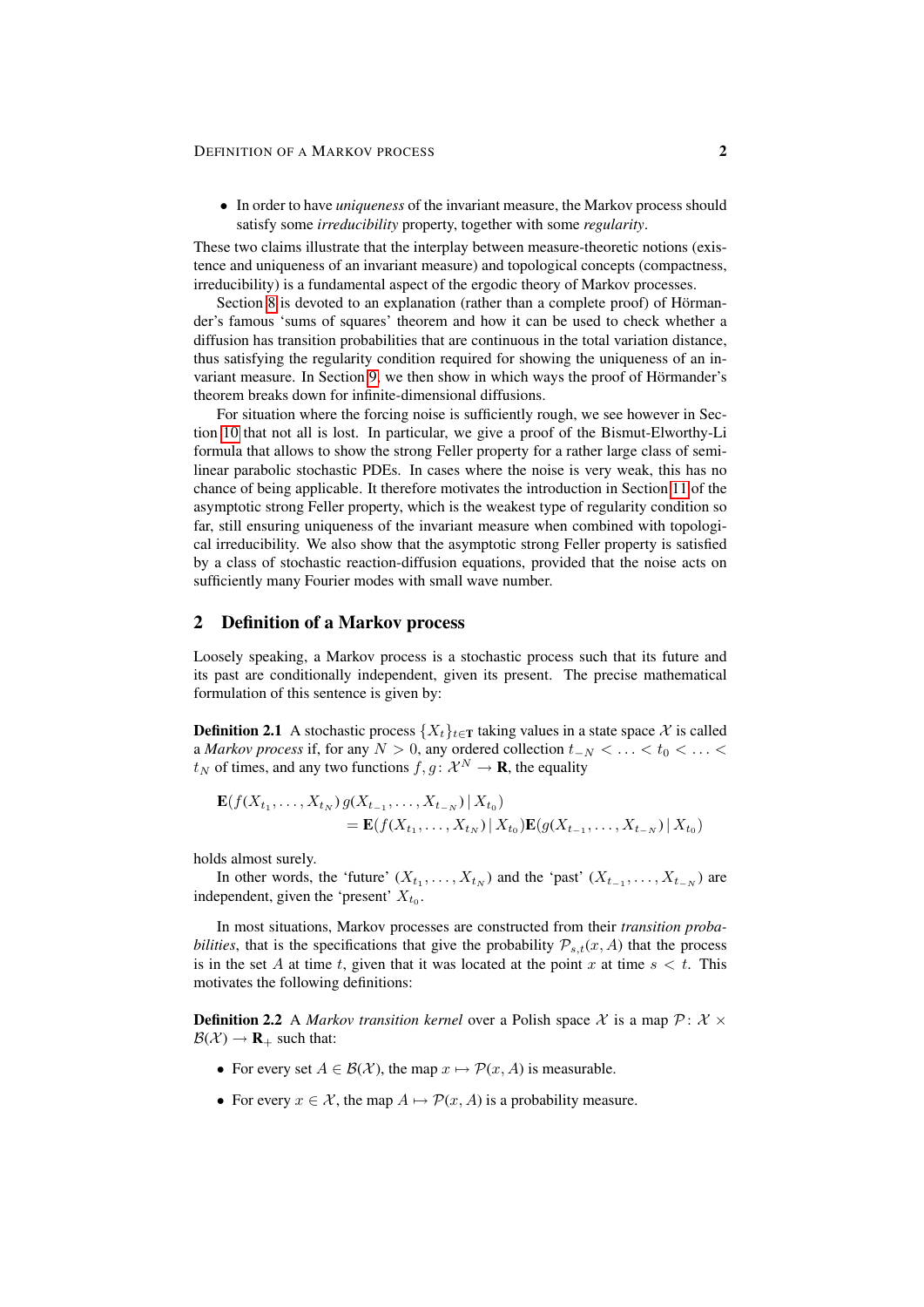- In order to have *uniqueness* of the invariant measure, the Markov process should satisfy some *irreducibility* property, together with some *regularity*.

These two claims illustrate that the interplay between measure-theoretic notions (existence and uniqueness of an invariant measure) and topological concepts (compactness, irreducibility) is a fundamental aspect of the ergodic theory of Markov processes.

Section 8 is devoted to an explanation (rather than a complete proof) of Hörmander's famous 'sums of squares' theorem and how it can be used to check whether a diffusion has transition probabilities that are continuous in the total variation distance, thus satisfying the regularity condition required for showing the uniqueness of an invariant measure. In Section 9, we then show in which ways the proof of Hörmander's theorem breaks down for infinite-dimensional diffusions.

For situation where the forcing noise is sufficiently rough, we see however in Section 10 that not all is lost. In particular, we give a proof of the Bismut-Elworthy-Li formula that allows to show the strong Feller property for a rather large class of semi-linear parabolic stochastic PDEs. In cases where the noise is very weak, this has no chance of being applicable. It therefore motivates the introduction in Section 11 of the asymptotic strong Feller property, which is the weakest type of regularity condition so far, still ensuring uniqueness of the invariant measure when combined with topological irreducibility. We also show that the asymptotic strong Feller property is satisfied by a class of stochastic reaction-diffusion equations, provided that the noise acts on sufficiently many Fourier modes with small wave number.

## 2 Definition of a Markov process

Loosely speaking, a Markov process is a stochastic process such that its future and its past are conditionally independent, given its present. The precise mathematical formulation of this sentence is given by:

**Definition 2.1** A stochastic process $\{X_t\}_{t\in\mathbf{T}}$ taking values in a state space $\mathcal{X}$ is called a *Markov process* if, for any $N > 0$, any ordered collection $t_{-N} < \ldots < t_0 < \ldots < t_N$ of times, and any two functions $f, g\colon \mathcal{X}^N \to \mathbf{R}$, the equality

$$
\begin{aligned}
&\mathbf{E}(f(X_{t_1},\ldots,X_{t_N})\,g(X_{t_{-1}},\ldots,X_{t_{-N}})\,|\,X_{t_0}) \\
&\qquad = \mathbf{E}(f(X_{t_1},\ldots,X_{t_N})\,|\,X_{t_0})\mathbf{E}(g(X_{t_{-1}},\ldots,X_{t_{-N}})\,|\,X_{t_0})
\end{aligned}
$$

holds almost surely.

In other words, the 'future' $(X_{t_1},\ldots,X_{t_N})$ and the 'past' $(X_{t_{-1}},\ldots,X_{t_{-N}})$ are independent, given the 'present' $X_{t_0}$.

In most situations, Markov processes are constructed from their *transition probabilities*, that is the specifications that give the probability $\mathcal{P}_{s,t}(x, A)$ that the process is in the set $A$ at time $t$, given that it was located at the point $x$ at time $s < t$. This motivates the following definitions:

**Definition 2.2** A *Markov transition kernel* over a Polish space $\mathcal{X}$ is a map $\mathcal{P}\colon \mathcal{X} \times \mathcal{B}(\mathcal{X}) \to \mathbf{R}_+$ such that:

- For every set $A \in \mathcal{B}(\mathcal{X})$, the map $x \mapsto \mathcal{P}(x, A)$ is measurable.
- For every $x \in \mathcal{X}$, the map $A \mapsto \mathcal{P}(x, A)$ is a probability measure.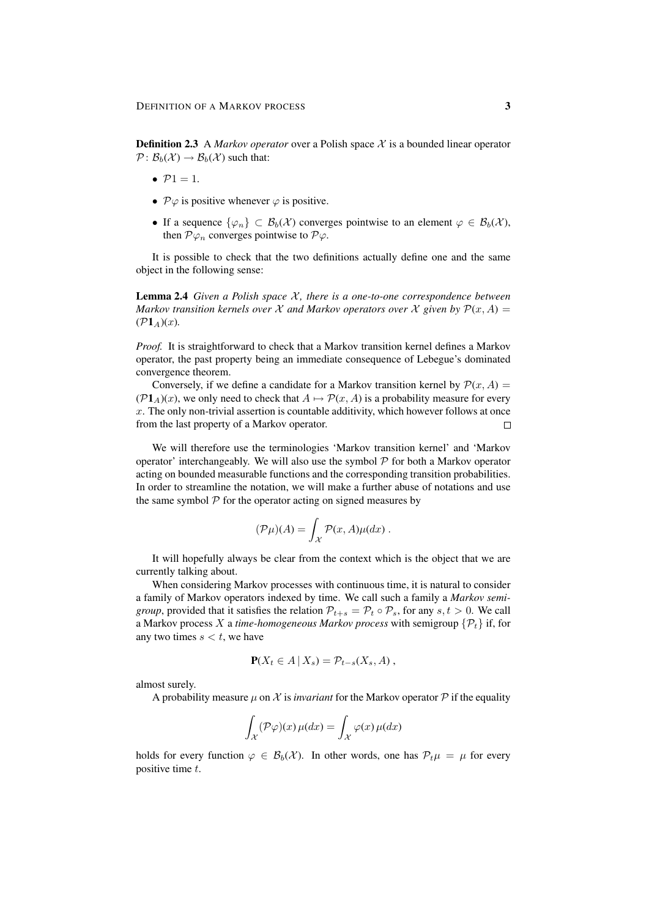**Definition 2.3** A *Markov operator* over a Polish space $\mathcal{X}$ is a bounded linear operator $\mathcal{P}\colon \mathcal{B}_b(\mathcal{X}) \to \mathcal{B}_b(\mathcal{X})$ such that:

- $\mathcal{P}1 = 1$.
- $\mathcal{P}\varphi$ is positive whenever $\varphi$ is positive.
- If a sequence $\{\varphi_n\} \subset \mathcal{B}_b(\mathcal{X})$ converges pointwise to an element $\varphi \in \mathcal{B}_b(\mathcal{X})$, then $\mathcal{P}\varphi_n$ converges pointwise to $\mathcal{P}\varphi$.

It is possible to check that the two definitions actually define one and the same object in the following sense:

**Lemma 2.4** *Given a Polish space $\mathcal{X}$, there is a one-to-one correspondence between Markov transition kernels over $\mathcal{X}$ and Markov operators over $\mathcal{X}$ given by $\mathcal{P}(x, A) = (\mathcal{P}\mathbf{1}_A)(x)$.*

*Proof.* It is straightforward to check that a Markov transition kernel defines a Markov operator, the past property being an immediate consequence of Lebegue's dominated convergence theorem.

Conversely, if we define a candidate for a Markov transition kernel by $\mathcal{P}(x, A) = (\mathcal{P}\mathbf{1}_A)(x)$, we only need to check that $A \mapsto \mathcal{P}(x, A)$ is a probability measure for every $x$. The only non-trivial assertion is countable additivity, which however follows at once from the last property of a Markov operator. □

We will therefore use the terminologies 'Markov transition kernel' and 'Markov operator' interchangeably. We will also use the symbol $\mathcal{P}$ for both a Markov operator acting on bounded measurable functions and the corresponding transition probabilities. In order to streamline the notation, we will make a further abuse of notations and use the same symbol $\mathcal{P}$ for the operator acting on signed measures by

$$(\mathcal{P}\mu)(A) = \int_{\mathcal{X}} \mathcal{P}(x, A)\mu(dx) \; .$$

It will hopefully always be clear from the context which is the object that we are currently talking about.

When considering Markov processes with continuous time, it is natural to consider a family of Markov operators indexed by time. We call such a family a *Markov semigroup*, provided that it satisfies the relation $\mathcal{P}_{t+s} = \mathcal{P}_t \circ \mathcal{P}_s$, for any $s, t > 0$. We call a Markov process $X$ a *time-homogeneous Markov process* with semigroup $\{\mathcal{P}_t\}$ if, for any two times $s < t$, we have

$$\mathbf{P}(X_t \in A \,|\, X_s) = \mathcal{P}_{t-s}(X_s, A) \; ,$$

almost surely.

A probability measure $\mu$ on $\mathcal{X}$ is *invariant* for the Markov operator $\mathcal{P}$ if the equality

$$\int_{\mathcal{X}} (\mathcal{P}\varphi)(x)\, \mu(dx) = \int_{\mathcal{X}} \varphi(x)\, \mu(dx)$$

holds for every function $\varphi \in \mathcal{B}_b(\mathcal{X})$. In other words, one has $\mathcal{P}_t\mu = \mu$ for every positive time $t$.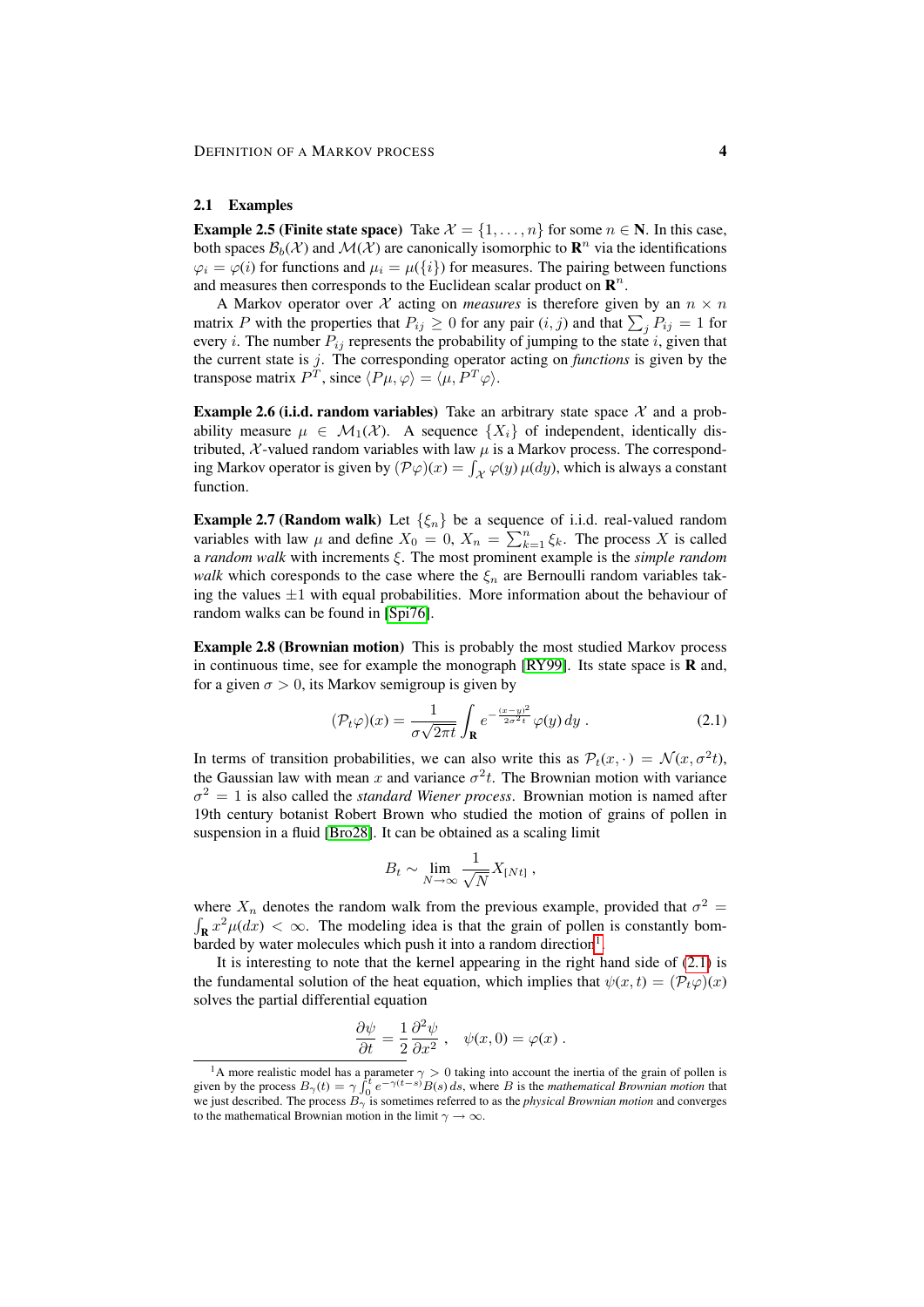### 2.1 Examples

**Example 2.5 (Finite state space)** Take $\mathcal{X} = \{1, \ldots, n\}$ for some $n \in \mathbf{N}$. In this case, both spaces $\mathcal{B}_b(\mathcal{X})$ and $\mathcal{M}(\mathcal{X})$ are canonically isomorphic to $\mathbf{R}^n$ via the identifications $\varphi_i = \varphi(i)$ for functions and $\mu_i = \mu(\{i\})$ for measures. The pairing between functions and measures then corresponds to the Euclidean scalar product on $\mathbf{R}^n$.

A Markov operator over $\mathcal{X}$ acting on *measures* is therefore given by an $n \times n$ matrix $P$ with the properties that $P_{ij} \geq 0$ for any pair $(i, j)$ and that $\sum_j P_{ij} = 1$ for every $i$. The number $P_{ij}$ represents the probability of jumping to the state $i$, given that the current state is $j$. The corresponding operator acting on *functions* is given by the transpose matrix $P^T$, since $\langle P\mu, \varphi\rangle = \langle \mu, P^T\varphi\rangle$.

**Example 2.6 (i.i.d. random variables)** Take an arbitrary state space $\mathcal{X}$ and a probability measure $\mu \in \mathcal{M}_1(\mathcal{X})$. A sequence $\{X_i\}$ of independent, identically distributed, $\mathcal{X}$-valued random variables with law $\mu$ is a Markov process. The corresponding Markov operator is given by $(\mathcal{P}\varphi)(x) = \int_{\mathcal{X}} \varphi(y)\,\mu(dy)$, which is always a constant function.

**Example 2.7 (Random walk)** Let $\{\xi_n\}$ be a sequence of i.i.d. real-valued random variables with law $\mu$ and define $X_0 = 0$, $X_n = \sum_{k=1}^n \xi_k$. The process $X$ is called a *random walk* with increments $\xi$. The most prominent example is the *simple random walk* which coresponds to the case where the $\xi_n$ are Bernoulli random variables taking the values $\pm 1$ with equal probabilities. More information about the behaviour of random walks can be found in [Spi76].

**Example 2.8 (Brownian motion)** This is probably the most studied Markov process in continuous time, see for example the monograph [RY99]. Its state space is $\mathbf{R}$ and, for a given $\sigma > 0$, its Markov semigroup is given by

$$(\mathcal{P}_t\varphi)(x) = \frac{1}{\sigma\sqrt{2\pi t}} \int_{\mathbf{R}} e^{-\frac{(x-y)^2}{2\sigma^2 t}}\,\varphi(y)\,dy\;. \tag{2.1}$$

In terms of transition probabilities, we can also write this as $\mathcal{P}_t(x, \cdot) = \mathcal{N}(x, \sigma^2 t)$, the Gaussian law with mean $x$ and variance $\sigma^2 t$. The Brownian motion with variance $\sigma^2 = 1$ is also called the *standard Wiener process*. Brownian motion is named after 19th century botanist Robert Brown who studied the motion of grains of pollen in suspension in a fluid [Bro28]. It can be obtained as a scaling limit

$$B_t \sim \lim_{N\to\infty} \frac{1}{\sqrt{N}} X_{[Nt]}\;,$$

where $X_n$ denotes the random walk from the previous example, provided that $\sigma^2 = \int_{\mathbf{R}} x^2 \mu(dx) < \infty$. The modeling idea is that the grain of pollen is constantly bombarded by water molecules which push it into a random direction[1].

It is interesting to note that the kernel appearing in the right hand side of (2.1) is the fundamental solution of the heat equation, which implies that $\psi(x,t) = (\mathcal{P}_t\varphi)(x)$ solves the partial differential equation

$$\frac{\partial\psi}{\partial t} = \frac{1}{2}\frac{\partial^2\psi}{\partial x^2}\;, \quad \psi(x, 0) = \varphi(x)\;.$$

[1] A more realistic model has a parameter $\gamma > 0$ taking into account the inertia of the grain of pollen is given by the process $B_\gamma(t) = \gamma\int_0^t e^{-\gamma(t-s)}B(s)\,ds$, where $B$ is the *mathematical Brownian motion* that we just described. The process $B_\gamma$ is sometimes referred to as the *physical Brownian motion* and converges to the mathematical Brownian motion in the limit $\gamma \to \infty$.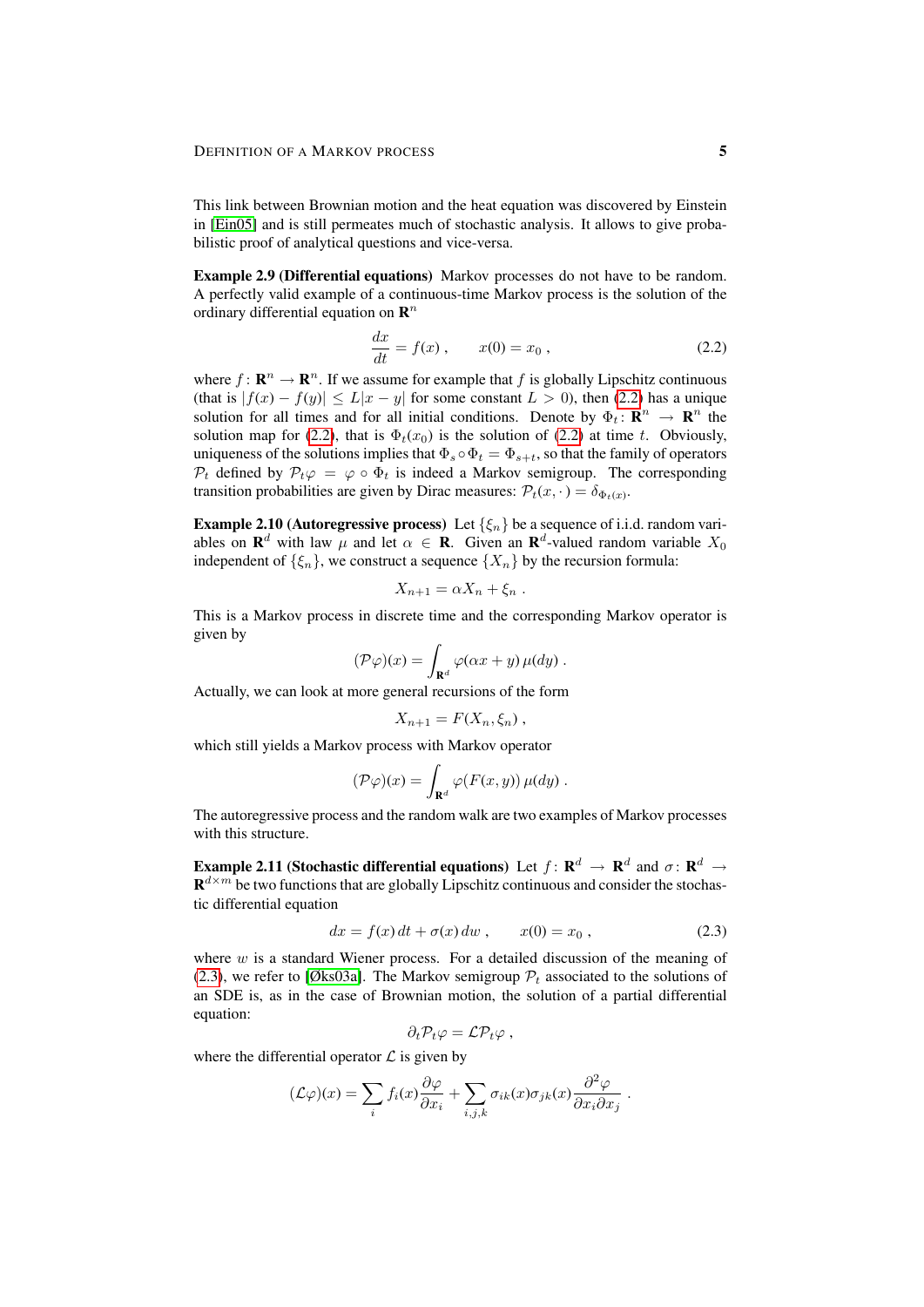This link between Brownian motion and the heat equation was discovered by Einstein in [Ein05] and is still permeates much of stochastic analysis. It allows to give probabilistic proof of analytical questions and vice-versa.

**Example 2.9 (Differential equations)** Markov processes do not have to be random. A perfectly valid example of a continuous-time Markov process is the solution of the ordinary differential equation on $\mathbf{R}^n$

$$\frac{dx}{dt} = f(x) , \qquad x(0) = x_0 , \tag{2.2}$$

where $f \colon \mathbf{R}^n \to \mathbf{R}^n$. If we assume for example that $f$ is globally Lipschitz continuous (that is $|f(x) - f(y)| \le L|x - y|$ for some constant $L > 0$), then (2.2) has a unique solution for all times and for all initial conditions. Denote by $\Phi_t \colon \mathbf{R}^n \to \mathbf{R}^n$ the solution map for (2.2), that is $\Phi_t(x_0)$ is the solution of (2.2) at time $t$. Obviously, uniqueness of the solutions implies that $\Phi_s \circ \Phi_t = \Phi_{s+t}$, so that the family of operators $\mathcal{P}_t$ defined by $\mathcal{P}_t\varphi = \varphi \circ \Phi_t$ is indeed a Markov semigroup. The corresponding transition probabilities are given by Dirac measures: $\mathcal{P}_t(x, \cdot\,) = \delta_{\Phi_t(x)}$.

**Example 2.10 (Autoregressive process)** Let $\{\xi_n\}$ be a sequence of i.i.d. random variables on $\mathbf{R}^d$ with law $\mu$ and let $\alpha \in \mathbf{R}$. Given an $\mathbf{R}^d$-valued random variable $X_0$ independent of $\{\xi_n\}$, we construct a sequence $\{X_n\}$ by the recursion formula:

$$X_{n+1} = \alpha X_n + \xi_n .$$

This is a Markov process in discrete time and the corresponding Markov operator is given by

$$(\mathcal{P}\varphi)(x) = \int_{\mathbf{R}^d} \varphi(\alpha x + y)\, \mu(dy) .$$

Actually, we can look at more general recursions of the form

$$X_{n+1} = F(X_n, \xi_n) ,$$

which still yields a Markov process with Markov operator

$$(\mathcal{P}\varphi)(x) = \int_{\mathbf{R}^d} \varphi(F(x, y))\, \mu(dy) .$$

The autoregressive process and the random walk are two examples of Markov processes with this structure.

**Example 2.11 (Stochastic differential equations)** Let $f \colon \mathbf{R}^d \to \mathbf{R}^d$ and $\sigma \colon \mathbf{R}^d \to \mathbf{R}^{d\times m}$ be two functions that are globally Lipschitz continuous and consider the stochastic differential equation

$$dx = f(x)\, dt + \sigma(x)\, dw , \qquad x(0) = x_0 , \tag{2.3}$$

where $w$ is a standard Wiener process. For a detailed discussion of the meaning of (2.3), we refer to [Øks03a]. The Markov semigroup $\mathcal{P}_t$ associated to the solutions of an SDE is, as in the case of Brownian motion, the solution of a partial differential equation:

$$\partial_t \mathcal{P}_t\varphi = \mathcal{L}\mathcal{P}_t\varphi ,$$

where the differential operator $\mathcal{L}$ is given by

$$(\mathcal{L}\varphi)(x) = \sum_i f_i(x) \frac{\partial \varphi}{\partial x_i} + \sum_{i,j,k} \sigma_{ik}(x)\sigma_{jk}(x) \frac{\partial^2 \varphi}{\partial x_i \partial x_j} .$$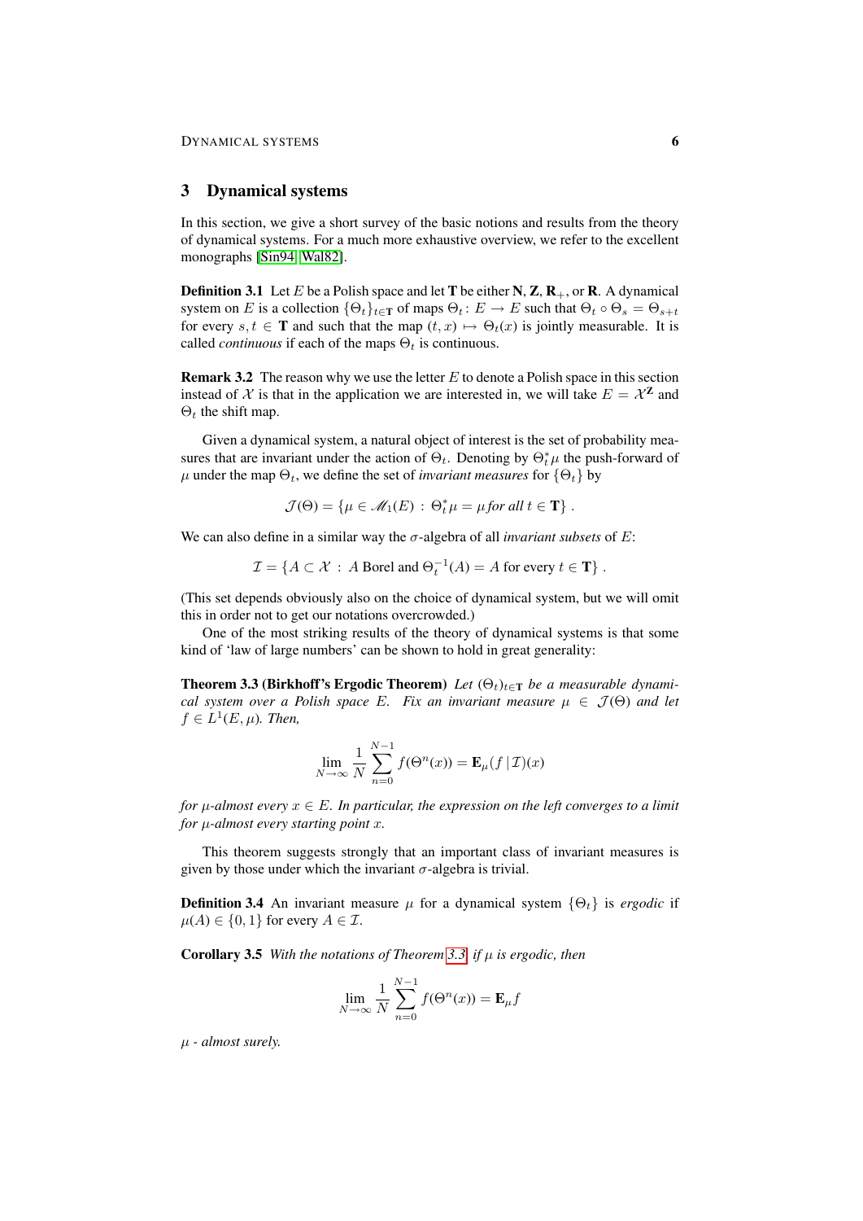## 3 Dynamical systems

In this section, we give a short survey of the basic notions and results from the theory of dynamical systems. For a much more exhaustive overview, we refer to the excellent monographs [Sin94, Wal82].

**Definition 3.1** Let $E$ be a Polish space and let $\mathbf{T}$ be either $\mathbf{N}$, $\mathbf{Z}$, $\mathbf{R}_+$, or $\mathbf{R}$. A dynamical system on $E$ is a collection $\{\Theta_t\}_{t\in\mathbf{T}}$ of maps $\Theta_t\colon E \to E$ such that $\Theta_t \circ \Theta_s = \Theta_{s+t}$ for every $s, t \in \mathbf{T}$ and such that the map $(t, x) \mapsto \Theta_t(x)$ is jointly measurable. It is called *continuous* if each of the maps $\Theta_t$ is continuous.

**Remark 3.2** The reason why we use the letter $E$ to denote a Polish space in this section instead of $\mathcal{X}$ is that in the application we are interested in, we will take $E = \mathcal{X}^{\mathbf{Z}}$ and $\Theta_t$ the shift map.

Given a dynamical system, a natural object of interest is the set of probability measures that are invariant under the action of $\Theta_t$. Denoting by $\Theta_t^*\mu$ the push-forward of $\mu$ under the map $\Theta_t$, we define the set of *invariant measures* for $\{\Theta_t\}$ by

$$\mathcal{J}(\Theta) = \{\mu \in \mathscr{M}_1(E) \,:\, \Theta_t^*\mu = \mu \text{ for all } t \in \mathbf{T}\}\;.$$

We can also define in a similar way the $\sigma$-algebra of all *invariant subsets* of $E$:

$$\mathcal{I} = \{A \subset \mathcal{X} \,:\, A \text{ Borel and } \Theta_t^{-1}(A) = A \text{ for every } t \in \mathbf{T}\}\;.$$

(This set depends obviously also on the choice of dynamical system, but we will omit this in order not to get our notations overcrowded.)

One of the most striking results of the theory of dynamical systems is that some kind of 'law of large numbers' can be shown to hold in great generality:

**Theorem 3.3 (Birkhoff's Ergodic Theorem)** *Let $(\Theta_t)_{t\in\mathbf{T}}$ be a measurable dynamical system over a Polish space $E$. Fix an invariant measure $\mu \in \mathcal{J}(\Theta)$ and let $f \in L^1(E, \mu)$. Then,*

$$\lim_{N\to\infty} \frac{1}{N}\sum_{n=0}^{N-1} f(\Theta^n(x)) = \mathbf{E}_\mu(f \,|\, \mathcal{I})(x)$$

*for $\mu$-almost every $x \in E$. In particular, the expression on the left converges to a limit for $\mu$-almost every starting point $x$.*

This theorem suggests strongly that an important class of invariant measures is given by those under which the invariant $\sigma$-algebra is trivial.

**Definition 3.4** An invariant measure $\mu$ for a dynamical system $\{\Theta_t\}$ is *ergodic* if $\mu(A) \in \{0, 1\}$ for every $A \in \mathcal{I}$.

**Corollary 3.5** *With the notations of Theorem 3.3, if $\mu$ is ergodic, then*

$$\lim_{N\to\infty} \frac{1}{N}\sum_{n=0}^{N-1} f(\Theta^n(x)) = \mathbf{E}_\mu f$$

*$\mu$ - almost surely.*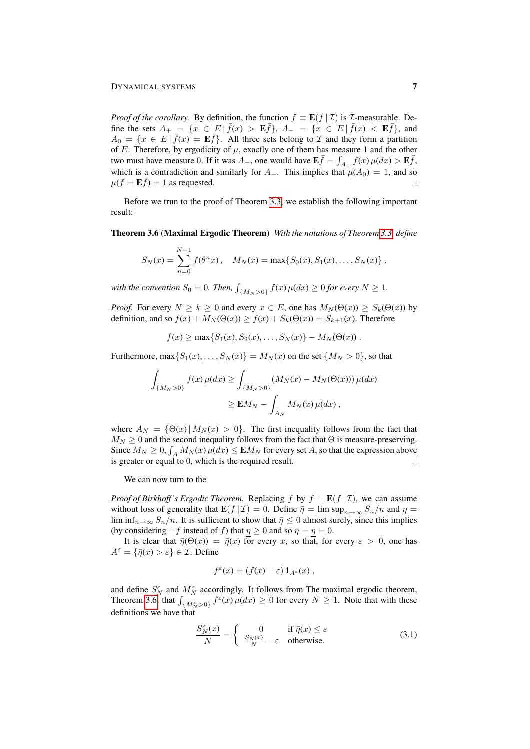*Proof of the corollary.* By definition, the function $\bar{f} \equiv \mathbf{E}(f \,|\, \mathcal{I})$ is $\mathcal{I}$-measurable. Define the sets $A_+ = \{x \in E \,|\, \bar{f}(x) > \mathbf{E}\bar{f}\}$, $A_- = \{x \in E \,|\, \bar{f}(x) < \mathbf{E}\bar{f}\}$, and $A_0 = \{x \in E \,|\, \bar{f}(x) = \mathbf{E}\bar{f}\}$. All three sets belong to $\mathcal{I}$ and they form a partition of $E$. Therefore, by ergodicity of $\mu$, exactly one of them has measure 1 and the other two must have measure 0. If it was $A_+$, one would have $\mathbf{E}\bar{f} = \int_{A_+} f(x)\,\mu(dx) > \mathbf{E}\bar{f}$, which is a contradiction and similarly for $A_-$. This implies that $\mu(A_0) = 1$, and so $\mu(\bar{f} = \mathbf{E}\bar{f}) = 1$ as requested. □

Before we trun to the proof of Theorem 3.3, we establish the following important result:

**Theorem 3.6 (Maximal Ergodic Theorem)** *With the notations of Theorem 3.3, define*

$$S_N(x) = \sum_{n=0}^{N-1} f(\theta^n x)\,, \quad M_N(x) = \max\{S_0(x), S_1(x), \ldots, S_N(x)\}\,,$$

*with the convention $S_0 = 0$. Then, $\int_{\{M_N>0\}} f(x)\,\mu(dx) \geq 0$ for every $N \geq 1$.*

*Proof.* For every $N \geq k \geq 0$ and every $x \in E$, one has $M_N(\Theta(x)) \geq S_k(\Theta(x))$ by definition, and so $f(x) + M_N(\Theta(x)) \geq f(x) + S_k(\Theta(x)) = S_{k+1}(x)$. Therefore

$$f(x) \geq \max\{S_1(x), S_2(x), \ldots, S_N(x)\} - M_N(\Theta(x))\,.$$

Furthermore, $\max\{S_1(x), \ldots, S_N(x)\} = M_N(x)$ on the set $\{M_N > 0\}$, so that

$$\begin{aligned}\int_{\{M_N>0\}} f(x)\,\mu(dx) &\geq \int_{\{M_N>0\}} (M_N(x) - M_N(\Theta(x)))\,\mu(dx) \\ &\geq \mathbf{E}M_N - \int_{A_N} M_N(x)\,\mu(dx)\,,\end{aligned}$$

where $A_N = \{\Theta(x) \,|\, M_N(x) > 0\}$. The first inequality follows from the fact that $M_N \geq 0$ and the second inequality follows from the fact that $\Theta$ is measure-preserving. Since $M_N \geq 0$, $\int_A M_N(x)\,\mu(dx) \leq \mathbf{E}M_N$ for every set $A$, so that the expression above is greater or equal to 0, which is the required result. □

We can now turn to the

*Proof of Birkhoff's Ergodic Theorem.* Replacing $f$ by $f - \mathbf{E}(f \,|\, \mathcal{I})$, we can assume without loss of generality that $\mathbf{E}(f \,|\, \mathcal{I}) = 0$. Define $\bar{\eta} = \limsup_{n\to\infty} S_n/n$ and $\underline{\eta} = \liminf_{n\to\infty} S_n/n$. It is sufficient to show that $\bar{\eta} \leq 0$ almost surely, since this implies (by considering $-f$ instead of $f$) that $\underline{\eta} \geq 0$ and so $\bar{\eta} = \underline{\eta} = 0$.

It is clear that $\bar{\eta}(\Theta(x)) = \bar{\eta}(x)$ for every $x$, so that, for every $\varepsilon > 0$, one has $A^\varepsilon = \{\bar{\eta}(x) > \varepsilon\} \in \mathcal{I}$. Define

$$f^\varepsilon(x) = (f(x) - \varepsilon)\,\mathbf{1}_{A^\varepsilon}(x)\,,$$

and define $S_N^\varepsilon$ and $M_N^\varepsilon$ accordingly. It follows from The maximal ergodic theorem, Theorem 3.6, that $\int_{\{M_N^\varepsilon>0\}} f^\varepsilon(x)\,\mu(dx) \geq 0$ for every $N \geq 1$. Note that with these definitions we have that

$$\frac{S_N^\varepsilon(x)}{N} = \begin{cases} 0 & \text{if } \bar{\eta}(x) \leq \varepsilon \\ \frac{S_N(x)}{N} - \varepsilon & \text{otherwise.}\end{cases} \tag{3.1}$$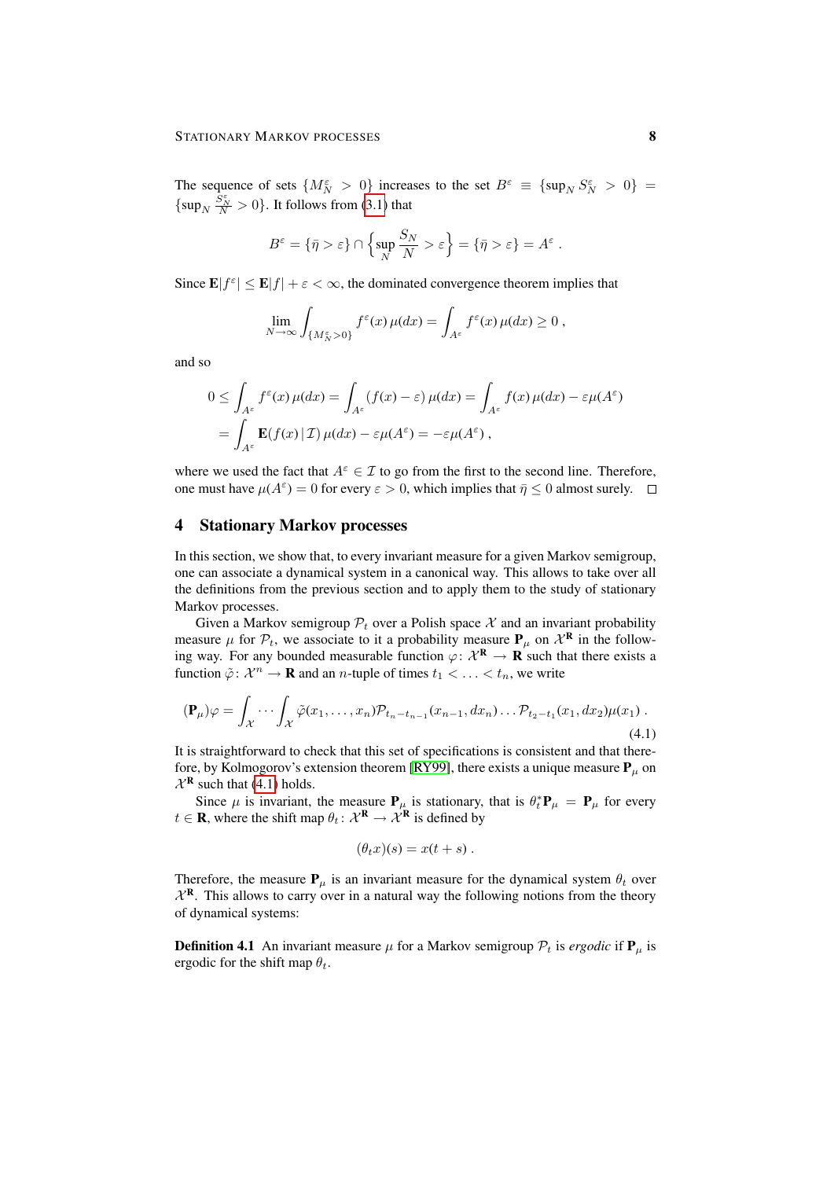The sequence of sets $\{M_N^\varepsilon > 0\}$ increases to the set $B^\varepsilon \equiv \{\sup_N S_N^\varepsilon > 0\} = \{\sup_N \frac{S_N^\varepsilon}{N} > 0\}$. It follows from (3.1) that

$$B^\varepsilon = \{\bar{\eta} > \varepsilon\} \cap \Big\{\sup_N \frac{S_N}{N} > \varepsilon\Big\} = \{\bar{\eta} > \varepsilon\} = A^\varepsilon .$$

Since $\mathbf{E}|f^\varepsilon| \le \mathbf{E}|f| + \varepsilon < \infty$, the dominated convergence theorem implies that

$$\lim_{N\to\infty} \int_{\{M_N^\varepsilon > 0\}} f^\varepsilon(x)\,\mu(dx) = \int_{A^\varepsilon} f^\varepsilon(x)\,\mu(dx) \ge 0 ,$$

and so

$$\begin{aligned}
0 \le \int_{A^\varepsilon} f^\varepsilon(x)\,\mu(dx) &= \int_{A^\varepsilon} (f(x) - \varepsilon)\,\mu(dx) = \int_{A^\varepsilon} f(x)\,\mu(dx) - \varepsilon\mu(A^\varepsilon) \\
&= \int_{A^\varepsilon} \mathbf{E}(f(x)\,|\,\mathcal{I})\,\mu(dx) - \varepsilon\mu(A^\varepsilon) = -\varepsilon\mu(A^\varepsilon) ,
\end{aligned}$$

where we used the fact that $A^\varepsilon \in \mathcal{I}$ to go from the first to the second line. Therefore, one must have $\mu(A^\varepsilon) = 0$ for every $\varepsilon > 0$, which implies that $\bar{\eta} \le 0$ almost surely. □

## 4 Stationary Markov processes

In this section, we show that, to every invariant measure for a given Markov semigroup, one can associate a dynamical system in a canonical way. This allows to take over all the definitions from the previous section and to apply them to the study of stationary Markov processes.

Given a Markov semigroup $\mathcal{P}_t$ over a Polish space $\mathcal{X}$ and an invariant probability measure $\mu$ for $\mathcal{P}_t$, we associate to it a probability measure $\mathbf{P}_\mu$ on $\mathcal{X}^{\mathbf{R}}$ in the following way. For any bounded measurable function $\varphi\colon \mathcal{X}^{\mathbf{R}} \to \mathbf{R}$ such that there exists a function $\tilde{\varphi}\colon \mathcal{X}^n \to \mathbf{R}$ and an $n$-tuple of times $t_1 < \ldots < t_n$, we write

$$(\mathbf{P}_\mu)\varphi = \int_{\mathcal{X}} \cdots \int_{\mathcal{X}} \tilde{\varphi}(x_1, \ldots, x_n)\mathcal{P}_{t_n - t_{n-1}}(x_{n-1}, dx_n) \ldots \mathcal{P}_{t_2 - t_1}(x_1, dx_2)\mu(x_1) . \tag{4.1}$$

It is straightforward to check that this set of specifications is consistent and that therefore, by Kolmogorov's extension theorem [RY99], there exists a unique measure $\mathbf{P}_\mu$ on $\mathcal{X}^{\mathbf{R}}$ such that (4.1) holds.

Since $\mu$ is invariant, the measure $\mathbf{P}_\mu$ is stationary, that is $\theta_t^*\mathbf{P}_\mu = \mathbf{P}_\mu$ for every $t \in \mathbf{R}$, where the shift map $\theta_t\colon \mathcal{X}^{\mathbf{R}} \to \mathcal{X}^{\mathbf{R}}$ is defined by

$$(\theta_t x)(s) = x(t + s) .$$

Therefore, the measure $\mathbf{P}_\mu$ is an invariant measure for the dynamical system $\theta_t$ over $\mathcal{X}^{\mathbf{R}}$. This allows to carry over in a natural way the following notions from the theory of dynamical systems:

**Definition 4.1** An invariant measure $\mu$ for a Markov semigroup $\mathcal{P}_t$ is *ergodic* if $\mathbf{P}_\mu$ is ergodic for the shift map $\theta_t$.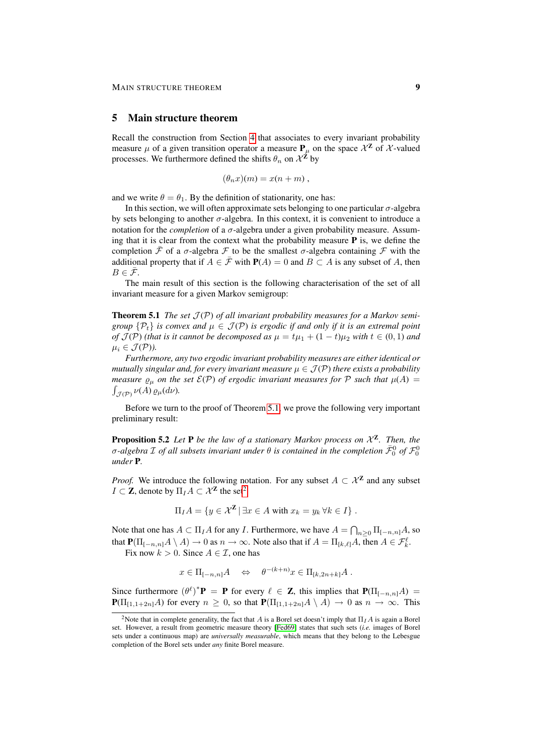## 5 Main structure theorem

Recall the construction from Section 4 that associates to every invariant probability measure $\mu$ of a given transition operator a measure $\mathbf{P}_\mu$ on the space $\mathcal{X}^{\mathbf{Z}}$ of $\mathcal{X}$-valued processes. We furthermore defined the shifts $\theta_n$ on $\mathcal{X}^{\mathbf{Z}}$ by

$$(\theta_n x)(m) = x(n+m) ,$$

and we write $\theta = \theta_1$. By the definition of stationarity, one has:

In this section, we will often approximate sets belonging to one particular $\sigma$-algebra by sets belonging to another $\sigma$-algebra. In this context, it is convenient to introduce a notation for the *completion* of a $\sigma$-algebra under a given probability measure. Assuming that it is clear from the context what the probability measure $\mathbf{P}$ is, we define the completion $\bar{\mathcal{F}}$ of a $\sigma$-algebra $\mathcal{F}$ to be the smallest $\sigma$-algebra containing $\mathcal{F}$ with the additional property that if $A \in \bar{\mathcal{F}}$ with $\mathbf{P}(A) = 0$ and $B \subset A$ is any subset of $A$, then $B \in \bar{\mathcal{F}}$.

The main result of this section is the following characterisation of the set of all invariant measure for a given Markov semigroup:

**Theorem 5.1** *The set $\mathcal{J}(\mathcal{P})$ of all invariant probability measures for a Markov semigroup $\{\mathcal{P}_t\}$ is convex and $\mu \in \mathcal{J}(\mathcal{P})$ is ergodic if and only if it is an extremal point of $\mathcal{J}(\mathcal{P})$ (that is it cannot be decomposed as $\mu = t\mu_1 + (1-t)\mu_2$ with $t \in (0,1)$ and $\mu_i \in \mathcal{J}(\mathcal{P})$).*

*Furthermore, any two ergodic invariant probability measures are either identical or mutually singular and, for every invariant measure $\mu \in \mathcal{J}(\mathcal{P})$ there exists a probability measure $\varrho_\mu$ on the set $\mathcal{E}(\mathcal{P})$ of ergodic invariant measures for $\mathcal{P}$ such that $\mu(A) = \int_{\mathcal{J}(\mathcal{P})} \nu(A)\, \varrho_\mu(d\nu)$.*

Before we turn to the proof of Theorem 5.1, we prove the following very important preliminary result:

**Proposition 5.2** *Let $\mathbf{P}$ be the law of a stationary Markov process on $\mathcal{X}^{\mathbf{Z}}$. Then, the $\sigma$-algebra $\mathcal{I}$ of all subsets invariant under $\theta$ is contained in the completion $\bar{\mathcal{F}}_0^0$ of $\mathcal{F}_0^0$ under $\mathbf{P}$.*

*Proof.* We introduce the following notation. For any subset $A \subset \mathcal{X}^{\mathbf{Z}}$ and any subset $I \subset \mathbf{Z}$, denote by $\Pi_I A \subset \mathcal{X}^{\mathbf{Z}}$ the set[2]

$$\Pi_I A = \{y \in \mathcal{X}^{\mathbf{Z}} \,|\, \exists x \in A \text{ with } x_k = y_k \;\forall k \in I\} .$$

Note that one has $A \subset \Pi_I A$ for any $I$. Furthermore, we have $A = \bigcap_{n\ge 0} \Pi_{[-n,n]} A$, so that $\mathbf{P}(\Pi_{[-n,n]} A \setminus A) \to 0$ as $n \to \infty$. Note also that if $A = \Pi_{[k,\ell]} A$, then $A \in \mathcal{F}_k^\ell$.

Fix now $k > 0$. Since $A \in \mathcal{I}$, one has

$$x \in \Pi_{[-n,n]} A \quad \Leftrightarrow \quad \theta^{-(k+n)} x \in \Pi_{[k,2n+k]} A .$$

Since furthermore $(\theta^\ell)^* \mathbf{P} = \mathbf{P}$ for every $\ell \in \mathbf{Z}$, this implies that $\mathbf{P}(\Pi_{[-n,n]} A) = \mathbf{P}(\Pi_{[1,1+2n]} A)$ for every $n \ge 0$, so that $\mathbf{P}(\Pi_{[1,1+2n]} A \setminus A) \to 0$ as $n \to \infty$. This

[2] Note that in complete generality, the fact that $A$ is a Borel set doesn't imply that $\Pi_I A$ is again a Borel set. However, a result from geometric measure theory [Fed69] states that such sets (*i.e.* images of Borel sets under a continuous map) are *universally measurable*, which means that they belong to the Lebesgue completion of the Borel sets under *any* finite Borel measure.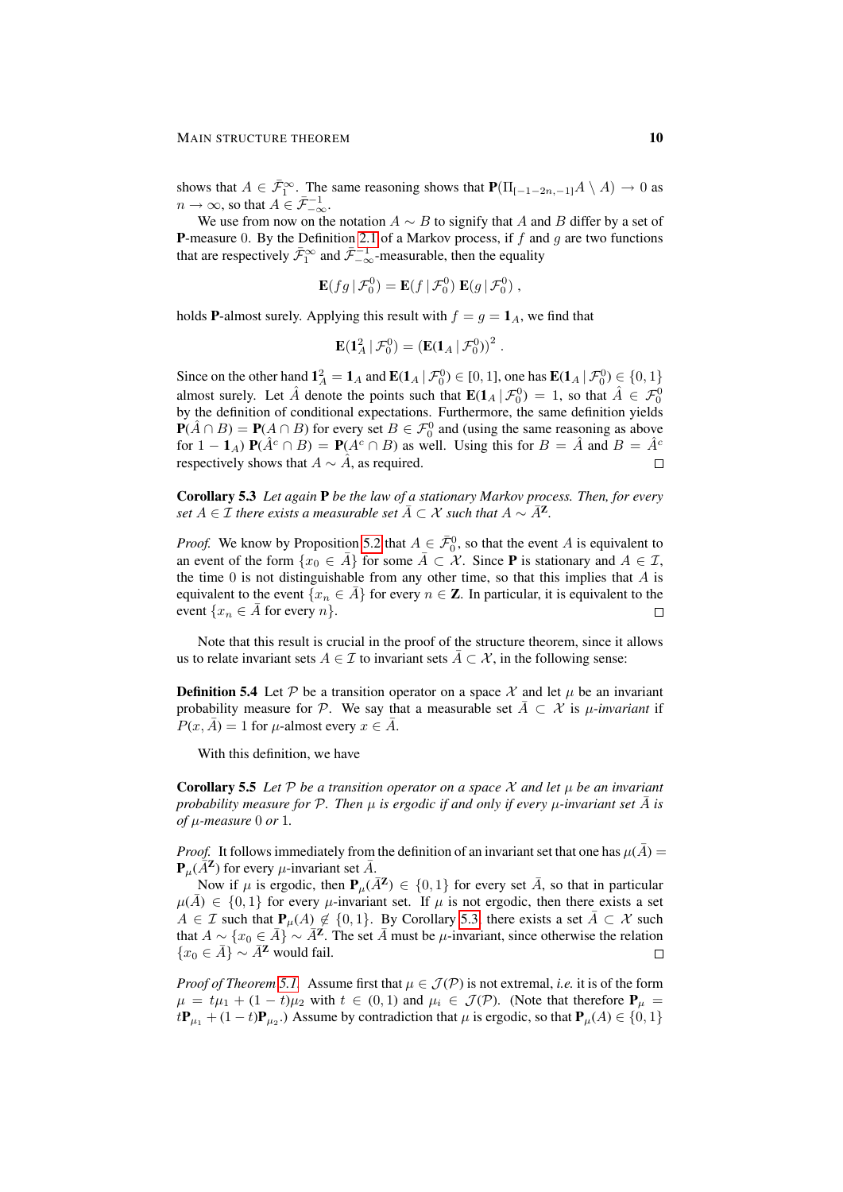shows that $A \in \bar{\mathcal{F}}_1^\infty$. The same reasoning shows that $\mathbf{P}(\Pi_{[-1-2n,-1]}A \setminus A) \to 0$ as $n \to \infty$, so that $A \in \bar{\mathcal{F}}_{-\infty}^{-1}$.

We use from now on the notation $A \sim B$ to signify that $A$ and $B$ differ by a set of $\mathbf{P}$-measure $0$. By the Definition 2.1 of a Markov process, if $f$ and $g$ are two functions that are respectively $\bar{\mathcal{F}}_1^\infty$ and $\bar{\mathcal{F}}_{-\infty}^{-1}$-measurable, then the equality

$$\mathbf{E}(fg \,|\, \mathcal{F}_0^0) = \mathbf{E}(f \,|\, \mathcal{F}_0^0)\, \mathbf{E}(g \,|\, \mathcal{F}_0^0)\;,$$

holds $\mathbf{P}$-almost surely. Applying this result with $f = g = \mathbf{1}_A$, we find that

$$\mathbf{E}(\mathbf{1}_A^2 \,|\, \mathcal{F}_0^0) = (\mathbf{E}(\mathbf{1}_A \,|\, \mathcal{F}_0^0))^2\;.$$

Since on the other hand $\mathbf{1}_A^2 = \mathbf{1}_A$ and $\mathbf{E}(\mathbf{1}_A \,|\, \mathcal{F}_0^0) \in [0,1]$, one has $\mathbf{E}(\mathbf{1}_A \,|\, \mathcal{F}_0^0) \in \{0,1\}$ almost surely. Let $\hat{A}$ denote the points such that $\mathbf{E}(\mathbf{1}_A \,|\, \mathcal{F}_0^0) = 1$, so that $\hat{A} \in \mathcal{F}_0^0$ by the definition of conditional expectations. Furthermore, the same definition yields $\mathbf{P}(\hat{A} \cap B) = \mathbf{P}(A \cap B)$ for every set $B \in \mathcal{F}_0^0$ and (using the same reasoning as above for $1 - \mathbf{1}_A$) $\mathbf{P}(\hat{A}^c \cap B) = \mathbf{P}(A^c \cap B)$ as well. Using this for $B = \hat{A}$ and $B = \hat{A}^c$ respectively shows that $A \sim \hat{A}$, as required. □

**Corollary 5.3** *Let again $\mathbf{P}$ be the law of a stationary Markov process. Then, for every set $A \in \mathcal{I}$ there exists a measurable set $\bar{A} \subset \mathcal{X}$ such that $A \sim \bar{A}^{\mathbf{Z}}$.*

*Proof.* We know by Proposition 5.2 that $A \in \bar{\mathcal{F}}_0^0$, so that the event $A$ is equivalent to an event of the form $\{x_0 \in \bar{A}\}$ for some $\bar{A} \subset \mathcal{X}$. Since $\mathbf{P}$ is stationary and $A \in \mathcal{I}$, the time $0$ is not distinguishable from any other time, so that this implies that $A$ is equivalent to the event $\{x_n \in \bar{A}\}$ for every $n \in \mathbf{Z}$. In particular, it is equivalent to the event $\{x_n \in \bar{A}$ for every $n\}$. □

Note that this result is crucial in the proof of the structure theorem, since it allows us to relate invariant sets $A \in \mathcal{I}$ to invariant sets $\bar{A} \subset \mathcal{X}$, in the following sense:

**Definition 5.4** Let $\mathcal{P}$ be a transition operator on a space $\mathcal{X}$ and let $\mu$ be an invariant probability measure for $\mathcal{P}$. We say that a measurable set $\bar{A} \subset \mathcal{X}$ is *$\mu$-invariant* if $P(x, \bar{A}) = 1$ for $\mu$-almost every $x \in \bar{A}$.

With this definition, we have

**Corollary 5.5** *Let $\mathcal{P}$ be a transition operator on a space $\mathcal{X}$ and let $\mu$ be an invariant probability measure for $\mathcal{P}$. Then $\mu$ is ergodic if and only if every $\mu$-invariant set $\bar{A}$ is of $\mu$-measure $0$ or $1$.*

*Proof.* It follows immediately from the definition of an invariant set that one has $\mu(\bar{A}) = \mathbf{P}_\mu(\bar{A}^{\mathbf{Z}})$ for every $\mu$-invariant set $\bar{A}$.

Now if $\mu$ is ergodic, then $\mathbf{P}_\mu(\bar{A}^{\mathbf{Z}}) \in \{0,1\}$ for every set $\bar{A}$, so that in particular $\mu(\bar{A}) \in \{0,1\}$ for every $\mu$-invariant set. If $\mu$ is not ergodic, then there exists a set $A \in \mathcal{I}$ such that $\mathbf{P}_\mu(A) \notin \{0,1\}$. By Corollary 5.3, there exists a set $\bar{A} \subset \mathcal{X}$ such that $A \sim \{x_0 \in \bar{A}\} \sim \bar{A}^{\mathbf{Z}}$. The set $\bar{A}$ must be $\mu$-invariant, since otherwise the relation $\{x_0 \in \bar{A}\} \sim \bar{A}^{\mathbf{Z}}$ would fail. □

*Proof of Theorem 5.1.* Assume first that $\mu \in \mathcal{J}(\mathcal{P})$ is not extremal, *i.e.* it is of the form $\mu = t\mu_1 + (1-t)\mu_2$ with $t \in (0,1)$ and $\mu_i \in \mathcal{J}(\mathcal{P})$. (Note that therefore $\mathbf{P}_\mu = t\mathbf{P}_{\mu_1} + (1-t)\mathbf{P}_{\mu_2}$.) Assume by contradiction that $\mu$ is ergodic, so that $\mathbf{P}_\mu(A) \in \{0,1\}$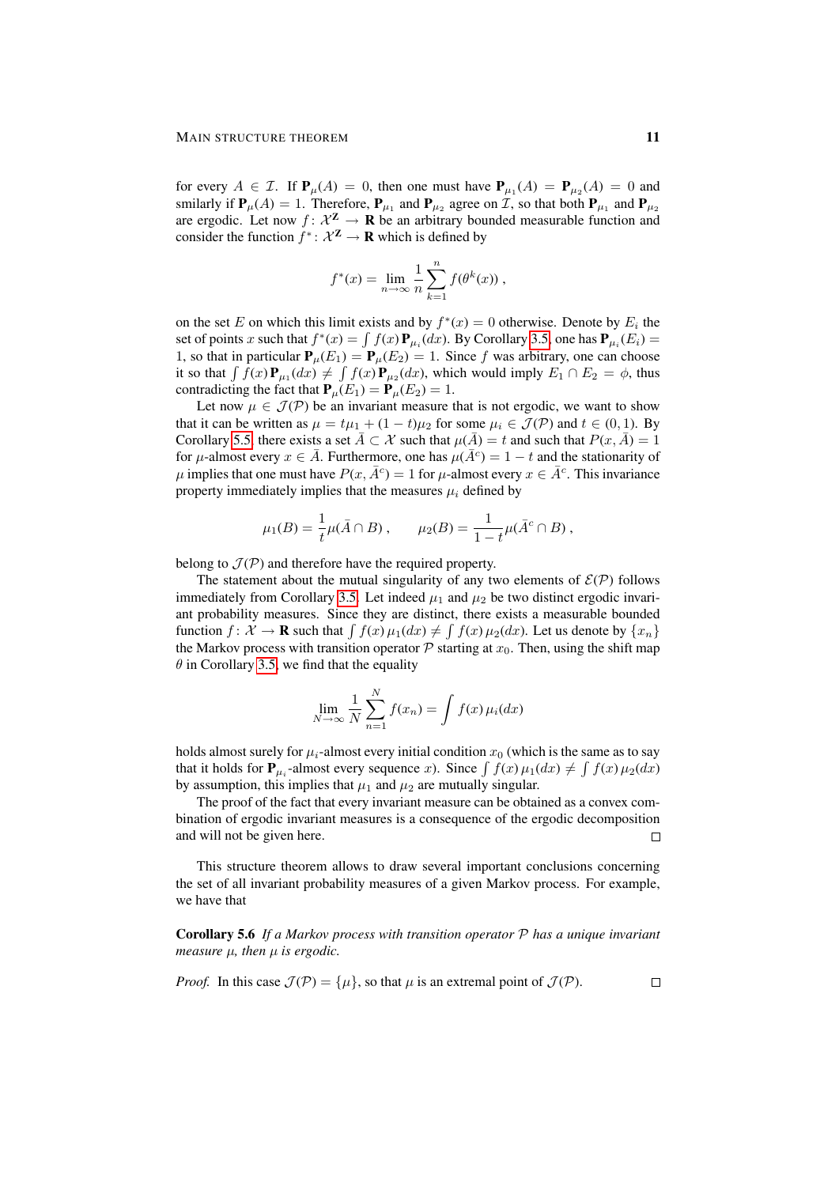for every $A \in \mathcal{I}$. If $\mathbf{P}_\mu(A) = 0$, then one must have $\mathbf{P}_{\mu_1}(A) = \mathbf{P}_{\mu_2}(A) = 0$ and smilarly if $\mathbf{P}_\mu(A) = 1$. Therefore, $\mathbf{P}_{\mu_1}$ and $\mathbf{P}_{\mu_2}$ agree on $\mathcal{I}$, so that both $\mathbf{P}_{\mu_1}$ and $\mathbf{P}_{\mu_2}$ are ergodic. Let now $f \colon \mathcal{X}^{\mathbf{Z}} \to \mathbf{R}$ be an arbitrary bounded measurable function and consider the function $f^* \colon \mathcal{X}^{\mathbf{Z}} \to \mathbf{R}$ which is defined by

$$f^*(x) = \lim_{n\to\infty} \frac{1}{n} \sum_{k=1}^{n} f(\theta^k(x)) ,$$

on the set $E$ on which this limit exists and by $f^*(x) = 0$ otherwise. Denote by $E_i$ the set of points $x$ such that $f^*(x) = \int f(x)\,\mathbf{P}_{\mu_i}(dx)$. By Corollary 3.5, one has $\mathbf{P}_{\mu_i}(E_i) = 1$, so that in particular $\mathbf{P}_\mu(E_1) = \mathbf{P}_\mu(E_2) = 1$. Since $f$ was arbitrary, one can choose it so that $\int f(x)\mathbf{P}_{\mu_1}(dx) \neq \int f(x)\mathbf{P}_{\mu_2}(dx)$, which would imply $E_1 \cap E_2 = \phi$, thus contradicting the fact that $\mathbf{P}_\mu(E_1) = \mathbf{P}_\mu(E_2) = 1$.

Let now $\mu \in \mathcal{J}(\mathcal{P})$ be an invariant measure that is not ergodic, we want to show that it can be written as $\mu = t\mu_1 + (1-t)\mu_2$ for some $\mu_i \in \mathcal{J}(\mathcal{P})$ and $t \in (0,1)$. By Corollary 5.5, there exists a set $\bar{A} \subset \mathcal{X}$ such that $\mu(\bar{A}) = t$ and such that $P(x, \bar{A}) = 1$ for $\mu$-almost every $x \in \bar{A}$. Furthermore, one has $\mu(\bar{A}^c) = 1-t$ and the stationarity of $\mu$ implies that one must have $P(x, \bar{A}^c) = 1$ for $\mu$-almost every $x \in \bar{A}^c$. This invariance property immediately implies that the measures $\mu_i$ defined by

$$\mu_1(B) = \frac{1}{t}\mu(\bar{A} \cap B) , \qquad \mu_2(B) = \frac{1}{1-t}\mu(\bar{A}^c \cap B) ,$$

belong to $\mathcal{J}(\mathcal{P})$ and therefore have the required property.

The statement about the mutual singularity of any two elements of $\mathcal{E}(\mathcal{P})$ follows immediately from Corollary 3.5. Let indeed $\mu_1$ and $\mu_2$ be two distinct ergodic invariant probability measures. Since they are distinct, there exists a measurable bounded function $f \colon \mathcal{X} \to \mathbf{R}$ such that $\int f(x)\,\mu_1(dx) \neq \int f(x)\,\mu_2(dx)$. Let us denote by $\{x_n\}$ the Markov process with transition operator $\mathcal{P}$ starting at $x_0$. Then, using the shift map $\theta$ in Corollary 3.5, we find that the equality

$$\lim_{N\to\infty} \frac{1}{N} \sum_{n=1}^{N} f(x_n) = \int f(x)\,\mu_i(dx)$$

holds almost surely for $\mu_i$-almost every initial condition $x_0$ (which is the same as to say that it holds for $\mathbf{P}_{\mu_i}$-almost every sequence $x$). Since $\int f(x)\,\mu_1(dx) \neq \int f(x)\,\mu_2(dx)$ by assumption, this implies that $\mu_1$ and $\mu_2$ are mutually singular.

The proof of the fact that every invariant measure can be obtained as a convex combination of ergodic invariant measures is a consequence of the ergodic decomposition and will not be given here. □

This structure theorem allows to draw several important conclusions concerning the set of all invariant probability measures of a given Markov process. For example, we have that

**Corollary 5.6** *If a Markov process with transition operator $\mathcal{P}$ has a unique invariant measure $\mu$, then $\mu$ is ergodic.*

*Proof.* In this case $\mathcal{J}(\mathcal{P}) = \{\mu\}$, so that $\mu$ is an extremal point of $\mathcal{J}(\mathcal{P})$. □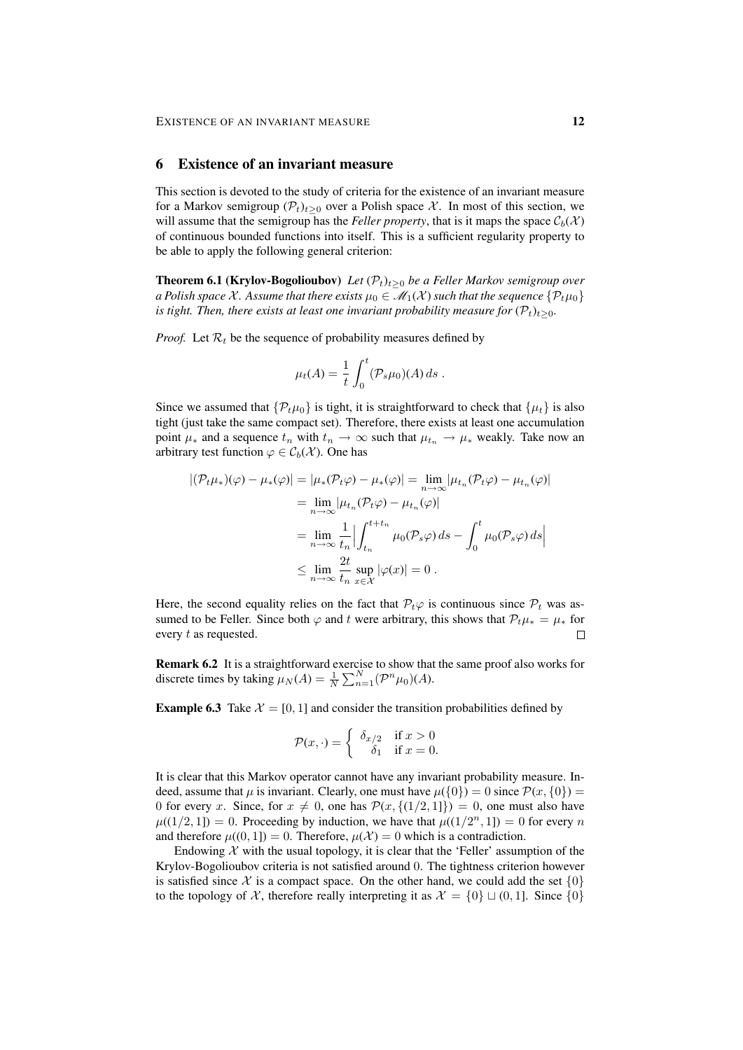## 6 Existence of an invariant measure

This section is devoted to the study of criteria for the existence of an invariant measure for a Markov semigroup $(\mathcal{P}_t)_{t\geq 0}$ over a Polish space $\mathcal{X}$. In most of this section, we will assume that the semigroup has the *Feller property*, that is it maps the space $\mathcal{C}_b(\mathcal{X})$ of continuous bounded functions into itself. This is a sufficient regularity property to be able to apply the following general criterion:

**Theorem 6.1 (Krylov-Bogolioubov)** *Let $(\mathcal{P}_t)_{t\geq 0}$ be a Feller Markov semigroup over a Polish space $\mathcal{X}$. Assume that there exists $\mu_0 \in \mathscr{M}_1(\mathcal{X})$ such that the sequence $\{\mathcal{P}_t\mu_0\}$ is tight. Then, there exists at least one invariant probability measure for $(\mathcal{P}_t)_{t\geq 0}$.*

*Proof.* Let $\mathcal{R}_t$ be the sequence of probability measures defined by

$$\mu_t(A) = \frac{1}{t}\int_0^t (\mathcal{P}_s\mu_0)(A)\,ds\;.$$

Since we assumed that $\{\mathcal{P}_t\mu_0\}$ is tight, it is straightforward to check that $\{\mu_t\}$ is also tight (just take the same compact set). Therefore, there exists at least one accumulation point $\mu_*$ and a sequence $t_n$ with $t_n \to \infty$ such that $\mu_{t_n} \to \mu_*$ weakly. Take now an arbitrary test function $\varphi \in \mathcal{C}_b(\mathcal{X})$. One has

$$\begin{aligned}
|(\mathcal{P}_t\mu_*)(\varphi) - \mu_*(\varphi)| &= |\mu_*(\mathcal{P}_t\varphi) - \mu_*(\varphi)| = \lim_{n\to\infty}|\mu_{t_n}(\mathcal{P}_t\varphi) - \mu_{t_n}(\varphi)| \\
&= \lim_{n\to\infty}|\mu_{t_n}(\mathcal{P}_t\varphi) - \mu_{t_n}(\varphi)| \\
&= \lim_{n\to\infty}\frac{1}{t_n}\Big|\int_{t_n}^{t+t_n}\mu_0(\mathcal{P}_s\varphi)\,ds - \int_0^t \mu_0(\mathcal{P}_s\varphi)\,ds\Big| \\
&\leq \lim_{n\to\infty}\frac{2t}{t_n}\sup_{x\in\mathcal{X}}|\varphi(x)| = 0\;.
\end{aligned}$$

Here, the second equality relies on the fact that $\mathcal{P}_t\varphi$ is continuous since $\mathcal{P}_t$ was assumed to be Feller. Since both $\varphi$ and $t$ were arbitrary, this shows that $\mathcal{P}_t\mu_* = \mu_*$ for every $t$ as requested. □

**Remark 6.2** It is a straightforward exercise to show that the same proof also works for discrete times by taking $\mu_N(A) = \frac{1}{N}\sum_{n=1}^N(\mathcal{P}^n\mu_0)(A)$.

**Example 6.3** Take $\mathcal{X} = [0,1]$ and consider the transition probabilities defined by

$$\mathcal{P}(x,\cdot) = \begin{cases} \delta_{x/2} & \text{if } x > 0 \\ \delta_1 & \text{if } x = 0. \end{cases}$$

It is clear that this Markov operator cannot have any invariant probability measure. Indeed, assume that $\mu$ is invariant. Clearly, one must have $\mu(\{0\}) = 0$ since $\mathcal{P}(x,\{0\}) = 0$ for every $x$. Since, for $x \neq 0$, one has $\mathcal{P}(x,\{(1/2,1]\}) = 0$, one must also have $\mu((1/2,1]) = 0$. Proceeding by induction, we have that $\mu((1/2^n,1]) = 0$ for every $n$ and therefore $\mu((0,1]) = 0$. Therefore, $\mu(\mathcal{X}) = 0$ which is a contradiction.

Endowing $\mathcal{X}$ with the usual topology, it is clear that the 'Feller' assumption of the Krylov-Bogolioubov criteria is not satisfied around 0. The tightness criterion however is satisfied since $\mathcal{X}$ is a compact space. On the other hand, we could add the set $\{0\}$ to the topology of $\mathcal{X}$, therefore really interpreting it as $\mathcal{X} = \{0\} \sqcup (0,1]$. Since $\{0\}$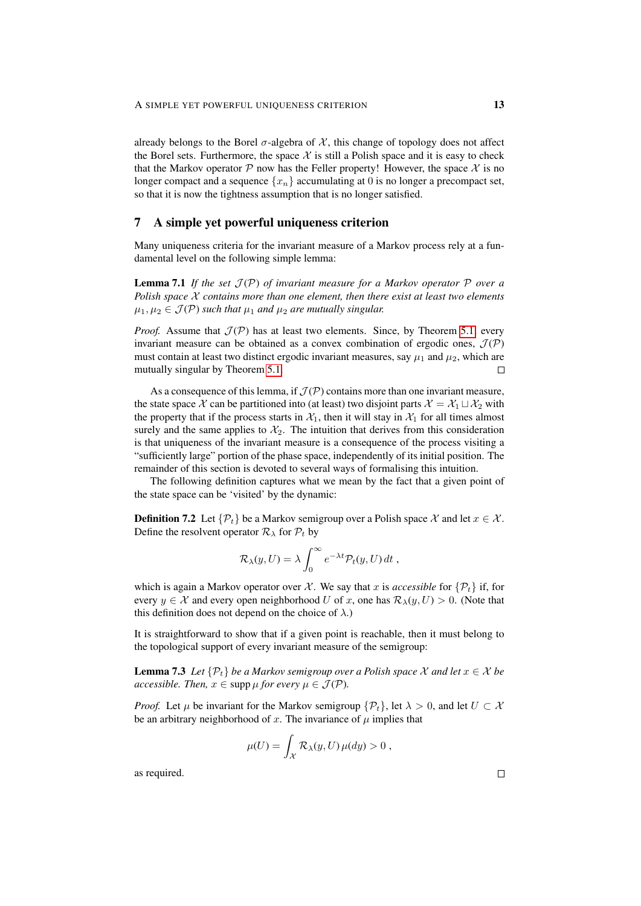already belongs to the Borel $\sigma$-algebra of $\mathcal{X}$, this change of topology does not affect the Borel sets. Furthermore, the space $\mathcal{X}$ is still a Polish space and it is easy to check that the Markov operator $\mathcal{P}$ now has the Feller property! However, the space $\mathcal{X}$ is no longer compact and a sequence $\{x_n\}$ accumulating at $0$ is no longer a precompact set, so that it is now the tightness assumption that is no longer satisfied.

## 7 A simple yet powerful uniqueness criterion

Many uniqueness criteria for the invariant measure of a Markov process rely at a fundamental level on the following simple lemma:

**Lemma 7.1** *If the set $\mathcal{J}(\mathcal{P})$ of invariant measure for a Markov operator $\mathcal{P}$ over a Polish space $\mathcal{X}$ contains more than one element, then there exist at least two elements $\mu_1, \mu_2 \in \mathcal{J}(\mathcal{P})$ such that $\mu_1$ and $\mu_2$ are mutually singular.*

*Proof.* Assume that $\mathcal{J}(\mathcal{P})$ has at least two elements. Since, by Theorem 5.1, every invariant measure can be obtained as a convex combination of ergodic ones, $\mathcal{J}(\mathcal{P})$ must contain at least two distinct ergodic invariant measures, say $\mu_1$ and $\mu_2$, which are mutually singular by Theorem 5.1. □

As a consequence of this lemma, if $\mathcal{J}(\mathcal{P})$ contains more than one invariant measure, the state space $\mathcal{X}$ can be partitioned into (at least) two disjoint parts $\mathcal{X} = \mathcal{X}_1 \sqcup \mathcal{X}_2$ with the property that if the process starts in $\mathcal{X}_1$, then it will stay in $\mathcal{X}_1$ for all times almost surely and the same applies to $\mathcal{X}_2$. The intuition that derives from this consideration is that uniqueness of the invariant measure is a consequence of the process visiting a "sufficiently large" portion of the phase space, independently of its initial position. The remainder of this section is devoted to several ways of formalising this intuition.

The following definition captures what we mean by the fact that a given point of the state space can be 'visited' by the dynamic:

**Definition 7.2** Let $\{\mathcal{P}_t\}$ be a Markov semigroup over a Polish space $\mathcal{X}$ and let $x \in \mathcal{X}$. Define the resolvent operator $\mathcal{R}_\lambda$ for $\mathcal{P}_t$ by

$$\mathcal{R}_\lambda(y, U) = \lambda \int_0^\infty e^{-\lambda t} \mathcal{P}_t(y, U)\, dt \;,$$

which is again a Markov operator over $\mathcal{X}$. We say that $x$ is *accessible* for $\{\mathcal{P}_t\}$ if, for every $y \in \mathcal{X}$ and every open neighborhood $U$ of $x$, one has $\mathcal{R}_\lambda(y, U) > 0$. (Note that this definition does not depend on the choice of $\lambda$.)

It is straightforward to show that if a given point is reachable, then it must belong to the topological support of every invariant measure of the semigroup:

**Lemma 7.3** *Let $\{\mathcal{P}_t\}$ be a Markov semigroup over a Polish space $\mathcal{X}$ and let $x \in \mathcal{X}$ be accessible. Then, $x \in \operatorname{supp} \mu$ for every $\mu \in \mathcal{J}(\mathcal{P})$.*

*Proof.* Let $\mu$ be invariant for the Markov semigroup $\{\mathcal{P}_t\}$, let $\lambda > 0$, and let $U \subset \mathcal{X}$ be an arbitrary neighborhood of $x$. The invariance of $\mu$ implies that

$$\mu(U) = \int_{\mathcal{X}} \mathcal{R}_\lambda(y, U)\, \mu(dy) > 0 \;,$$

as required. □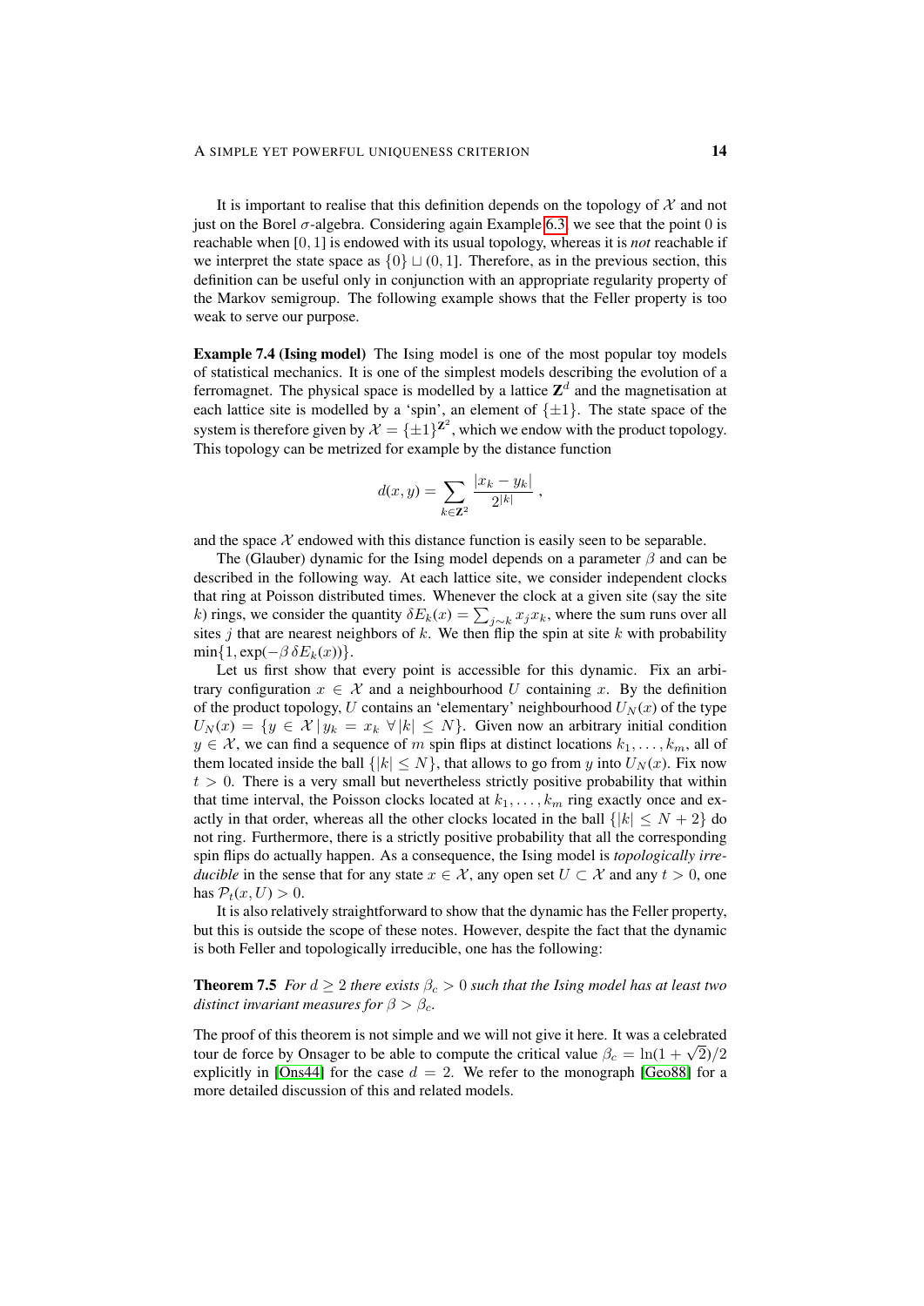It is important to realise that this definition depends on the topology of $\mathcal{X}$ and not just on the Borel $\sigma$-algebra. Considering again Example 6.3, we see that the point $0$ is reachable when $[0,1]$ is endowed with its usual topology, whereas it is *not* reachable if we interpret the state space as $\{0\} \sqcup (0,1]$. Therefore, as in the previous section, this definition can be useful only in conjunction with an appropriate regularity property of the Markov semigroup. The following example shows that the Feller property is too weak to serve our purpose.

**Example 7.4 (Ising model)** The Ising model is one of the most popular toy models of statistical mechanics. It is one of the simplest models describing the evolution of a ferromagnet. The physical space is modelled by a lattice $\mathbf{Z}^d$ and the magnetisation at each lattice site is modelled by a 'spin', an element of $\{\pm 1\}$. The state space of the system is therefore given by $\mathcal{X} = \{\pm 1\}^{\mathbf{Z}^2}$, which we endow with the product topology. This topology can be metrized for example by the distance function

$$d(x,y) = \sum_{k \in \mathbf{Z}^2} \frac{|x_k - y_k|}{2^{|k|}} ,$$

and the space $\mathcal{X}$ endowed with this distance function is easily seen to be separable.

The (Glauber) dynamic for the Ising model depends on a parameter $\beta$ and can be described in the following way. At each lattice site, we consider independent clocks that ring at Poisson distributed times. Whenever the clock at a given site (say the site $k$) rings, we consider the quantity $\delta E_k(x) = \sum_{j \sim k} x_j x_k$, where the sum runs over all sites $j$ that are nearest neighbors of $k$. We then flip the spin at site $k$ with probability $\min\{1, \exp(-\beta\, \delta E_k(x))\}$.

Let us first show that every point is accessible for this dynamic. Fix an arbitrary configuration $x \in \mathcal{X}$ and a neighbourhood $U$ containing $x$. By the definition of the product topology, $U$ contains an 'elementary' neighbourhood $U_N(x)$ of the type $U_N(x) = \{y \in \mathcal{X} \,|\, y_k = x_k \;\forall |k| \le N\}$. Given now an arbitrary initial condition $y \in \mathcal{X}$, we can find a sequence of $m$ spin flips at distinct locations $k_1, \ldots, k_m$, all of them located inside the ball $\{|k| \le N\}$, that allows to go from $y$ into $U_N(x)$. Fix now $t > 0$. There is a very small but nevertheless strictly positive probability that within that time interval, the Poisson clocks located at $k_1, \ldots, k_m$ ring exactly once and exactly in that order, whereas all the other clocks located in the ball $\{|k| \le N + 2\}$ do not ring. Furthermore, there is a strictly positive probability that all the corresponding spin flips do actually happen. As a consequence, the Ising model is *topologically irreducible* in the sense that for any state $x \in \mathcal{X}$, any open set $U \subset \mathcal{X}$ and any $t > 0$, one has $\mathcal{P}_t(x, U) > 0$.

It is also relatively straightforward to show that the dynamic has the Feller property, but this is outside the scope of these notes. However, despite the fact that the dynamic is both Feller and topologically irreducible, one has the following:

**Theorem 7.5** *For $d \ge 2$ there exists $\beta_c > 0$ such that the Ising model has at least two distinct invariant measures for $\beta > \beta_c$.*

The proof of this theorem is not simple and we will not give it here. It was a celebrated tour de force by Onsager to be able to compute the critical value $\beta_c = \ln(1+\sqrt{2})/2$ explicitly in [Ons44] for the case $d = 2$. We refer to the monograph [Geo88] for a more detailed discussion of this and related models.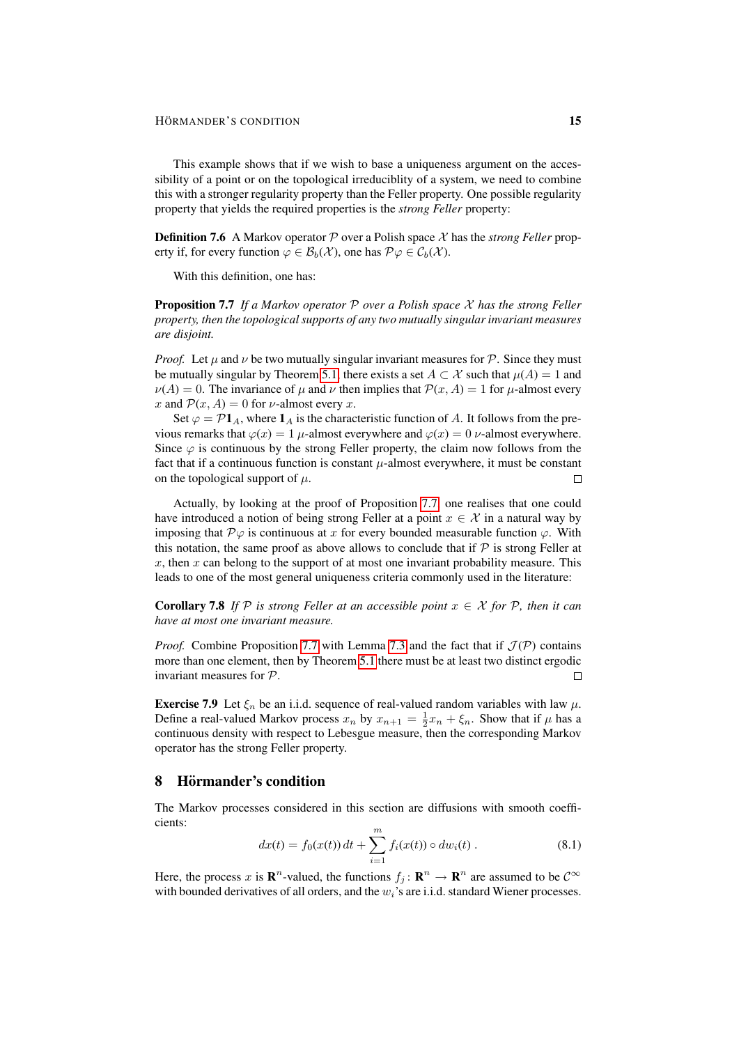This example shows that if we wish to base a uniqueness argument on the accessibility of a point or on the topological irreduciblity of a system, we need to combine this with a stronger regularity property than the Feller property. One possible regularity property that yields the required properties is the *strong Feller* property:

**Definition 7.6** A Markov operator $\mathcal{P}$ over a Polish space $\mathcal{X}$ has the *strong Feller* property if, for every function $\varphi \in \mathcal{B}_b(\mathcal{X})$, one has $\mathcal{P}\varphi \in \mathcal{C}_b(\mathcal{X})$.

With this definition, one has:

**Proposition 7.7** *If a Markov operator $\mathcal{P}$ over a Polish space $\mathcal{X}$ has the strong Feller property, then the topological supports of any two mutually singular invariant measures are disjoint.*

*Proof.* Let $\mu$ and $\nu$ be two mutually singular invariant measures for $\mathcal{P}$. Since they must be mutually singular by Theorem 5.1, there exists a set $A \subset \mathcal{X}$ such that $\mu(A) = 1$ and $\nu(A) = 0$. The invariance of $\mu$ and $\nu$ then implies that $\mathcal{P}(x, A) = 1$ for $\mu$-almost every $x$ and $\mathcal{P}(x, A) = 0$ for $\nu$-almost every $x$.

Set $\varphi = \mathcal{P}\mathbf{1}_A$, where $\mathbf{1}_A$ is the characteristic function of $A$. It follows from the previous remarks that $\varphi(x) = 1$ $\mu$-almost everywhere and $\varphi(x) = 0$ $\nu$-almost everywhere. Since $\varphi$ is continuous by the strong Feller property, the claim now follows from the fact that if a continuous function is constant $\mu$-almost everywhere, it must be constant on the topological support of $\mu$. □

Actually, by looking at the proof of Proposition 7.7, one realises that one could have introduced a notion of being strong Feller at a point $x \in \mathcal{X}$ in a natural way by imposing that $\mathcal{P}\varphi$ is continuous at $x$ for every bounded measurable function $\varphi$. With this notation, the same proof as above allows to conclude that if $\mathcal{P}$ is strong Feller at $x$, then $x$ can belong to the support of at most one invariant probability measure. This leads to one of the most general uniqueness criteria commonly used in the literature:

**Corollary 7.8** *If $\mathcal{P}$ is strong Feller at an accessible point $x \in \mathcal{X}$ for $\mathcal{P}$, then it can have at most one invariant measure.*

*Proof.* Combine Proposition 7.7 with Lemma 7.3 and the fact that if $\mathcal{J}(\mathcal{P})$ contains more than one element, then by Theorem 5.1 there must be at least two distinct ergodic invariant measures for $\mathcal{P}$. □

**Exercise 7.9** Let $\xi_n$ be an i.i.d. sequence of real-valued random variables with law $\mu$. Define a real-valued Markov process $x_n$ by $x_{n+1} = \frac{1}{2}x_n + \xi_n$. Show that if $\mu$ has a continuous density with respect to Lebesgue measure, then the corresponding Markov operator has the strong Feller property.

## 8 Hörmander's condition

The Markov processes considered in this section are diffusions with smooth coefficients:

$$dx(t) = f_0(x(t))\, dt + \sum_{i=1}^{m} f_i(x(t)) \circ dw_i(t) . \tag{8.1}$$

Here, the process $x$ is $\mathbf{R}^n$-valued, the functions $f_j : \mathbf{R}^n \to \mathbf{R}^n$ are assumed to be $\mathcal{C}^\infty$ with bounded derivatives of all orders, and the $w_i$'s are i.i.d. standard Wiener processes.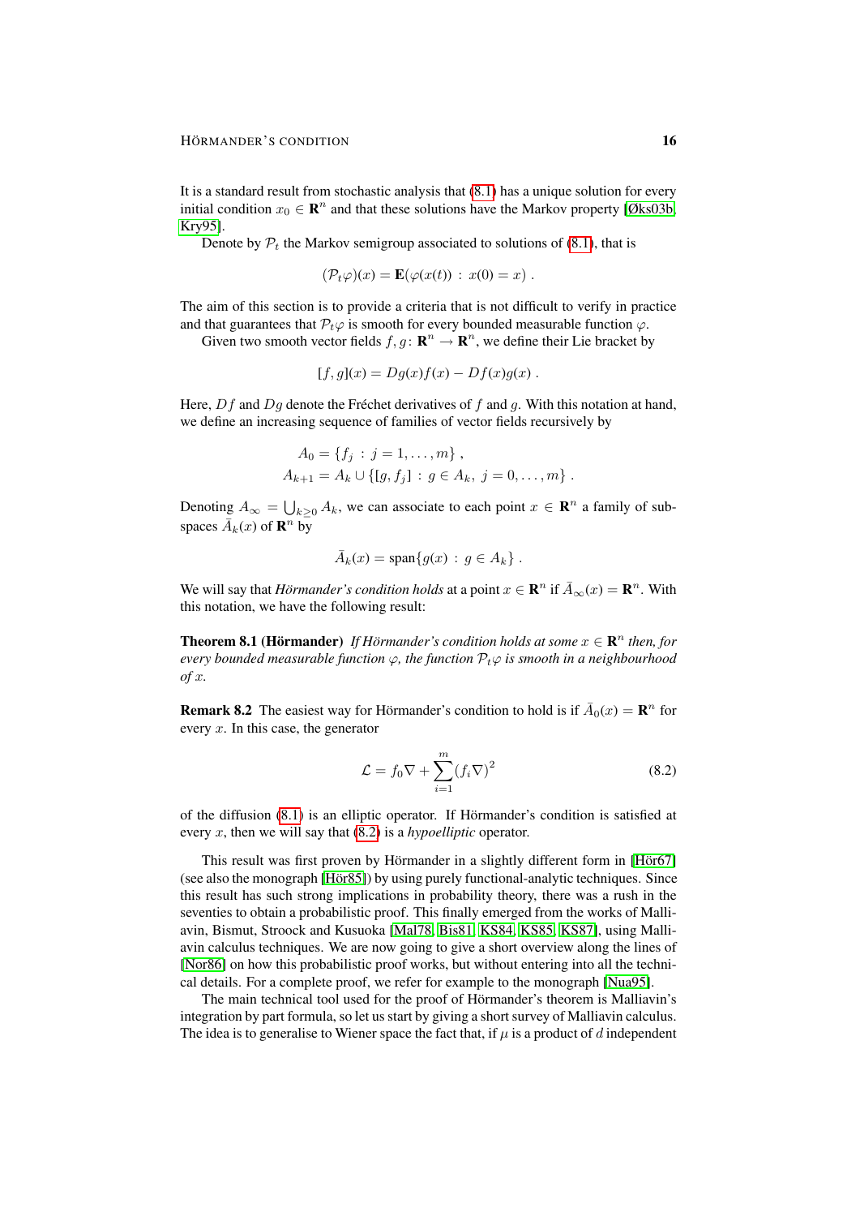It is a standard result from stochastic analysis that (8.1) has a unique solution for every initial condition $x_0 \in \mathbf{R}^n$ and that these solutions have the Markov property [Øks03b, Kry95].

Denote by $\mathcal{P}_t$ the Markov semigroup associated to solutions of (8.1), that is

$$(\mathcal{P}_t\varphi)(x) = \mathbf{E}(\varphi(x(t)) \,:\, x(0) = x) \;.$$

The aim of this section is to provide a criteria that is not difficult to verify in practice and that guarantees that $\mathcal{P}_t\varphi$ is smooth for every bounded measurable function $\varphi$.

Given two smooth vector fields $f, g\colon \mathbf{R}^n \to \mathbf{R}^n$, we define their Lie bracket by

$$[f, g](x) = Dg(x)f(x) - Df(x)g(x) \;.$$

Here, $Df$ and $Dg$ denote the Fréchet derivatives of $f$ and $g$. With this notation at hand, we define an increasing sequence of families of vector fields recursively by

$$\begin{aligned}
A_0 &= \{f_j \,:\, j = 1, \ldots, m\} \;, \\
A_{k+1} &= A_k \cup \{[g, f_j] \,:\, g \in A_k,\; j = 0, \ldots, m\} \;.
\end{aligned}$$

Denoting $A_\infty = \bigcup_{k\geq 0} A_k$, we can associate to each point $x \in \mathbf{R}^n$ a family of subspaces $\bar{A}_k(x)$ of $\mathbf{R}^n$ by

$$\bar{A}_k(x) = \mathrm{span}\{g(x) \,:\, g \in A_k\} \;.$$

We will say that *Hörmander's condition holds* at a point $x \in \mathbf{R}^n$ if $\bar{A}_\infty(x) = \mathbf{R}^n$. With this notation, we have the following result:

**Theorem 8.1 (Hörmander)** *If Hörmander's condition holds at some $x \in \mathbf{R}^n$ then, for every bounded measurable function $\varphi$, the function $\mathcal{P}_t\varphi$ is smooth in a neighbourhood of $x$.*

**Remark 8.2** The easiest way for Hörmander's condition to hold is if $\bar{A}_0(x) = \mathbf{R}^n$ for every $x$. In this case, the generator

$$\mathcal{L} = f_0\nabla + \sum_{i=1}^m (f_i\nabla)^2 \tag{8.2}$$

of the diffusion (8.1) is an elliptic operator. If Hörmander's condition is satisfied at every $x$, then we will say that (8.2) is a *hypoelliptic* operator.

This result was first proven by Hörmander in a slightly different form in [Hör67] (see also the monograph [Hör85]) by using purely functional-analytic techniques. Since this result has such strong implications in probability theory, there was a rush in the seventies to obtain a probabilistic proof. This finally emerged from the works of Malliavin, Bismut, Stroock and Kusuoka [Mal78, Bis81, KS84, KS85, KS87], using Malliavin calculus techniques. We are now going to give a short overview along the lines of [Nor86] on how this probabilistic proof works, but without entering into all the technical details. For a complete proof, we refer for example to the monograph [Nua95].

The main technical tool used for the proof of Hörmander's theorem is Malliavin's integration by part formula, so let us start by giving a short survey of Malliavin calculus. The idea is to generalise to Wiener space the fact that, if $\mu$ is a product of $d$ independent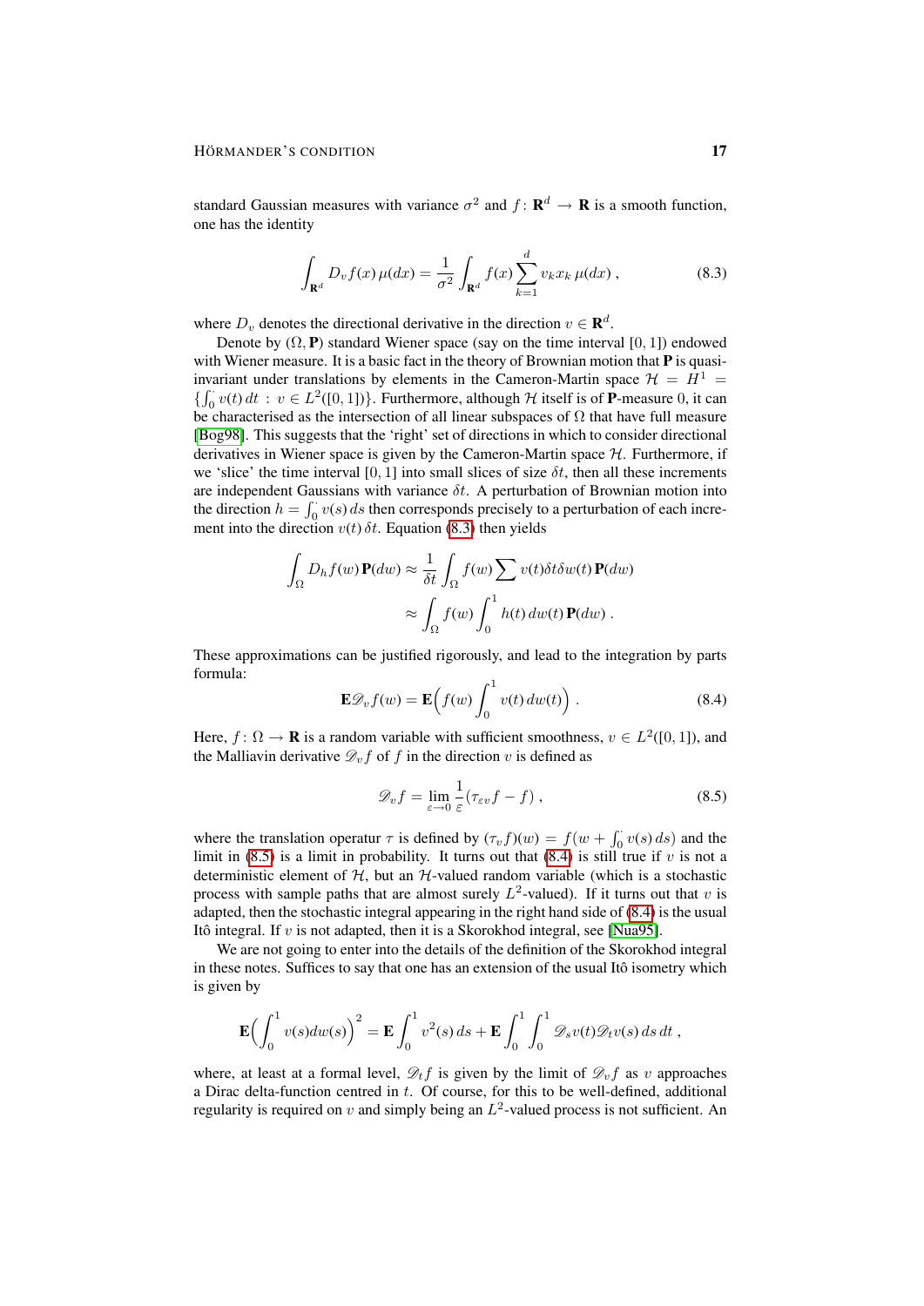standard Gaussian measures with variance $\sigma^2$ and $f\colon \mathbf{R}^d \to \mathbf{R}$ is a smooth function, one has the identity

$$\int_{\mathbf{R}^d} D_v f(x)\,\mu(dx) = \frac{1}{\sigma^2}\int_{\mathbf{R}^d} f(x)\sum_{k=1}^d v_k x_k\,\mu(dx)\;, \tag{8.3}$$

where $D_v$ denotes the directional derivative in the direction $v \in \mathbf{R}^d$.

Denote by $(\Omega, \mathbf{P})$ standard Wiener space (say on the time interval $[0,1]$) endowed with Wiener measure. It is a basic fact in the theory of Brownian motion that $\mathbf{P}$ is quasi-invariant under translations by elements in the Cameron-Martin space $\mathcal{H} = H^1 = \{\int_0^\cdot v(t)\,dt \,:\, v \in L^2([0,1])\}$. Furthermore, although $\mathcal{H}$ itself is of $\mathbf{P}$-measure 0, it can be characterised as the intersection of all linear subspaces of $\Omega$ that have full measure [Bog98]. This suggests that the 'right' set of directions in which to consider directional derivatives in Wiener space is given by the Cameron-Martin space $\mathcal{H}$. Furthermore, if we 'slice' the time interval $[0,1]$ into small slices of size $\delta t$, then all these increments are independent Gaussians with variance $\delta t$. A perturbation of Brownian motion into the direction $h = \int_0^\cdot v(s)\,ds$ then corresponds precisely to a perturbation of each increment into the direction $v(t)\,\delta t$. Equation (8.3) then yields

$$\begin{aligned}\int_\Omega D_h f(w)\,\mathbf{P}(dw) &\approx \frac{1}{\delta t}\int_\Omega f(w)\sum v(t)\delta t \delta w(t)\,\mathbf{P}(dw)\\ &\approx \int_\Omega f(w)\int_0^1 h(t)\,dw(t)\,\mathbf{P}(dw)\;.\end{aligned}$$

These approximations can be justified rigorously, and lead to the integration by parts formula:

$$\mathbf{E}\mathscr{D}_v f(w) = \mathbf{E}\Big(f(w)\int_0^1 v(t)\,dw(t)\Big)\;. \tag{8.4}$$

Here, $f\colon \Omega \to \mathbf{R}$ is a random variable with sufficient smoothness, $v \in L^2([0,1])$, and the Malliavin derivative $\mathscr{D}_v f$ of $f$ in the direction $v$ is defined as

$$\mathscr{D}_v f = \lim_{\varepsilon \to 0}\frac{1}{\varepsilon}(\tau_{\varepsilon v} f - f)\;, \tag{8.5}$$

where the translation operatur $\tau$ is defined by $(\tau_v f)(w) = f(w + \int_0^\cdot v(s)\,ds)$ and the limit in (8.5) is a limit in probability. It turns out that (8.4) is still true if $v$ is not a deterministic element of $\mathcal{H}$, but an $\mathcal{H}$-valued random variable (which is a stochastic process with sample paths that are almost surely $L^2$-valued). If it turns out that $v$ is adapted, then the stochastic integral appearing in the right hand side of (8.4) is the usual Itô integral. If $v$ is not adapted, then it is a Skorokhod integral, see [Nua95].

We are not going to enter into the details of the definition of the Skorokhod integral in these notes. Suffices to say that one has an extension of the usual Itô isometry which is given by

$$\mathbf{E}\Big(\int_0^1 v(s)dw(s)\Big)^2 = \mathbf{E}\int_0^1 v^2(s)\,ds + \mathbf{E}\int_0^1\int_0^1 \mathscr{D}_s v(t)\mathscr{D}_t v(s)\,ds\,dt\;,$$

where, at least at a formal level, $\mathscr{D}_t f$ is given by the limit of $\mathscr{D}_v f$ as $v$ approaches a Dirac delta-function centred in $t$. Of course, for this to be well-defined, additional regularity is required on $v$ and simply being an $L^2$-valued process is not sufficient. An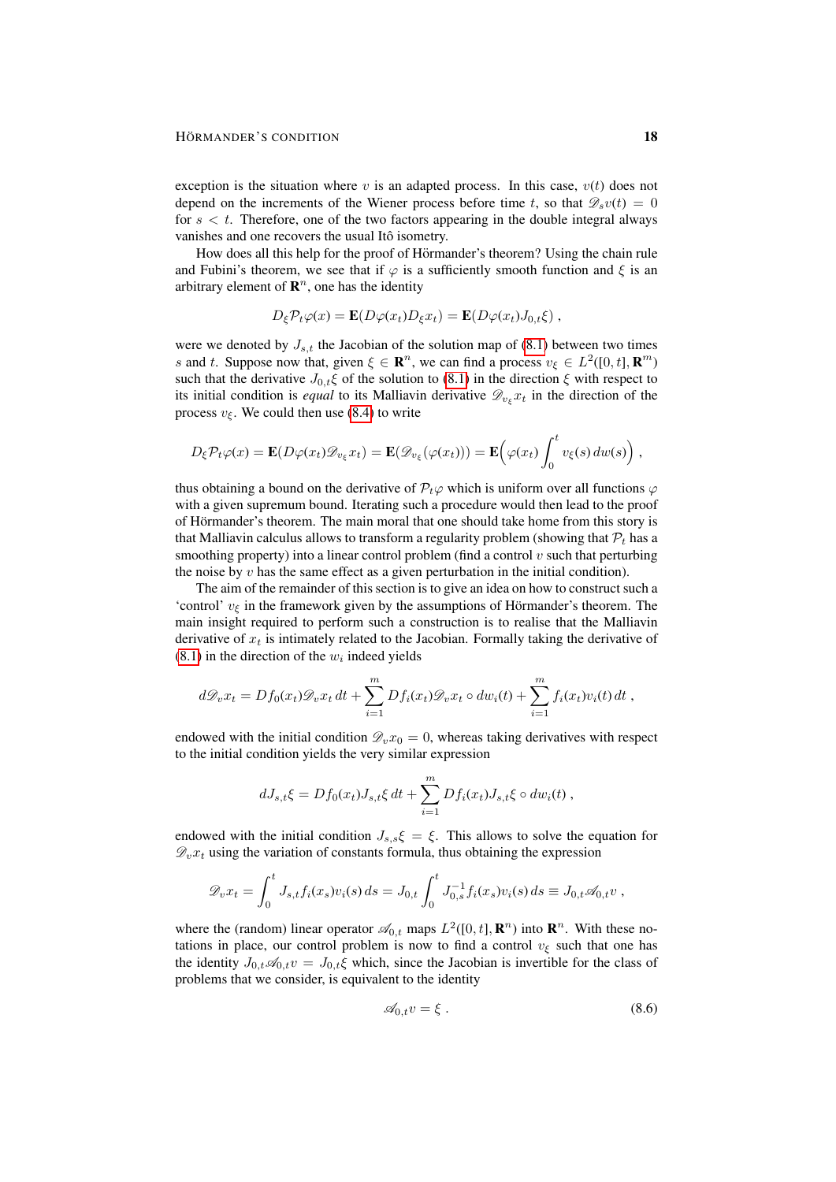exception is the situation where $v$ is an adapted process. In this case, $v(t)$ does not depend on the increments of the Wiener process before time $t$, so that $\mathscr{D}_s v(t) = 0$ for $s < t$. Therefore, one of the two factors appearing in the double integral always vanishes and one recovers the usual Itô isometry.

How does all this help for the proof of Hörmander's theorem? Using the chain rule and Fubini's theorem, we see that if $\varphi$ is a sufficiently smooth function and $\xi$ is an arbitrary element of $\mathbf{R}^n$, one has the identity

$$D_\xi \mathcal{P}_t \varphi(x) = \mathbf{E}(D\varphi(x_t) D_\xi x_t) = \mathbf{E}(D\varphi(x_t) J_{0,t}\xi) ,$$

were we denoted by $J_{s,t}$ the Jacobian of the solution map of (8.1) between two times $s$ and $t$. Suppose now that, given $\xi \in \mathbf{R}^n$, we can find a process $v_\xi \in L^2([0,t], \mathbf{R}^m)$ such that the derivative $J_{0,t}\xi$ of the solution to (8.1) in the direction $\xi$ with respect to its initial condition is *equal* to its Malliavin derivative $\mathscr{D}_{v_\xi} x_t$ in the direction of the process $v_\xi$. We could then use (8.4) to write

$$D_\xi \mathcal{P}_t \varphi(x) = \mathbf{E}(D\varphi(x_t) \mathscr{D}_{v_\xi} x_t) = \mathbf{E}(\mathscr{D}_{v_\xi}(\varphi(x_t))) = \mathbf{E}\Big(\varphi(x_t) \int_0^t v_\xi(s)\, dw(s)\Big) ,$$

thus obtaining a bound on the derivative of $\mathcal{P}_t \varphi$ which is uniform over all functions $\varphi$ with a given supremum bound. Iterating such a procedure would then lead to the proof of Hörmander's theorem. The main moral that one should take home from this story is that Malliavin calculus allows to transform a regularity problem (showing that $\mathcal{P}_t$ has a smoothing property) into a linear control problem (find a control $v$ such that perturbing the noise by $v$ has the same effect as a given perturbation in the initial condition).

The aim of the remainder of this section is to give an idea on how to construct such a 'control' $v_\xi$ in the framework given by the assumptions of Hörmander's theorem. The main insight required to perform such a construction is to realise that the Malliavin derivative of $x_t$ is intimately related to the Jacobian. Formally taking the derivative of (8.1) in the direction of the $w_i$ indeed yields

$$d\mathscr{D}_v x_t = Df_0(x_t)\mathscr{D}_v x_t\, dt + \sum_{i=1}^m Df_i(x_t)\mathscr{D}_v x_t \circ dw_i(t) + \sum_{i=1}^m f_i(x_t) v_i(t)\, dt ,$$

endowed with the initial condition $\mathscr{D}_v x_0 = 0$, whereas taking derivatives with respect to the initial condition yields the very similar expression

$$dJ_{s,t}\xi = Df_0(x_t) J_{s,t}\xi\, dt + \sum_{i=1}^m Df_i(x_t) J_{s,t}\xi \circ dw_i(t) ,$$

endowed with the initial condition $J_{s,s}\xi = \xi$. This allows to solve the equation for $\mathscr{D}_v x_t$ using the variation of constants formula, thus obtaining the expression

$$\mathscr{D}_v x_t = \int_0^t J_{s,t} f_i(x_s) v_i(s)\, ds = J_{0,t} \int_0^t J_{0,s}^{-1} f_i(x_s) v_i(s)\, ds \equiv J_{0,t} \mathscr{A}_{0,t} v ,$$

where the (random) linear operator $\mathscr{A}_{0,t}$ maps $L^2([0,t], \mathbf{R}^n)$ into $\mathbf{R}^n$. With these notations in place, our control problem is now to find a control $v_\xi$ such that one has the identity $J_{0,t}\mathscr{A}_{0,t} v = J_{0,t}\xi$ which, since the Jacobian is invertible for the class of problems that we consider, is equivalent to the identity

$$\mathscr{A}_{0,t} v = \xi . \tag{8.6}$$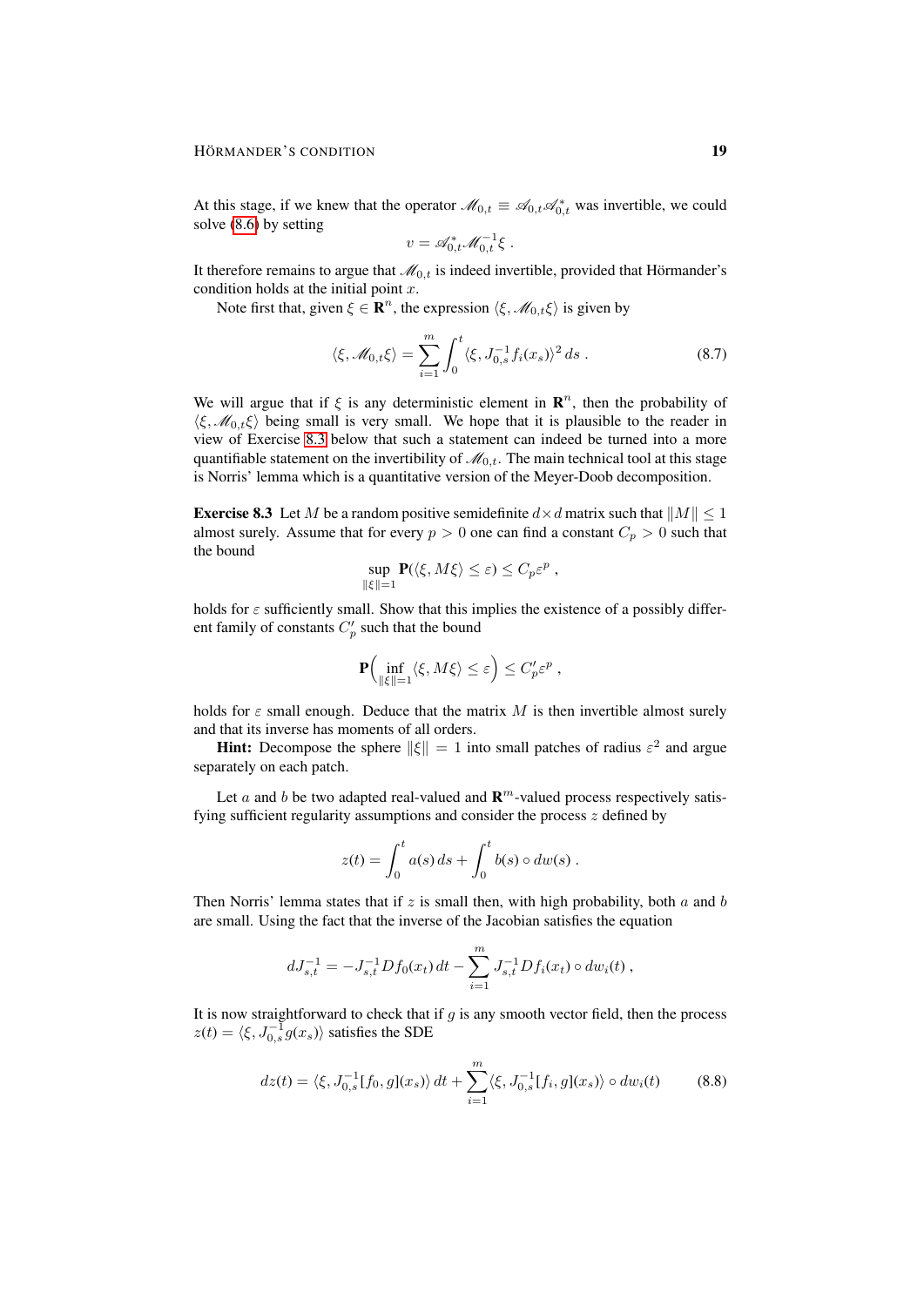At this stage, if we knew that the operator $\mathscr{M}_{0,t} \equiv \mathscr{A}_{0,t}\mathscr{A}_{0,t}^*$ was invertible, we could solve (8.6) by setting

$$v = \mathscr{A}_{0,t}^* \mathscr{M}_{0,t}^{-1} \xi \;.$$

It therefore remains to argue that $\mathscr{M}_{0,t}$ is indeed invertible, provided that Hörmander's condition holds at the initial point $x$.

Note first that, given $\xi \in \mathbf{R}^n$, the expression $\langle \xi, \mathscr{M}_{0,t}\xi\rangle$ is given by

$$\langle \xi, \mathscr{M}_{0,t}\xi\rangle = \sum_{i=1}^m \int_0^t \langle \xi, J_{0,s}^{-1} f_i(x_s)\rangle^2 \, ds \;. \tag{8.7}$$

We will argue that if $\xi$ is any deterministic element in $\mathbf{R}^n$, then the probability of $\langle \xi, \mathscr{M}_{0,t}\xi\rangle$ being small is very small. We hope that it is plausible to the reader in view of Exercise 8.3 below that such a statement can indeed be turned into a more quantifiable statement on the invertibility of $\mathscr{M}_{0,t}$. The main technical tool at this stage is Norris' lemma which is a quantitative version of the Meyer-Doob decomposition.

**Exercise 8.3** Let $M$ be a random positive semidefinite $d\times d$ matrix such that $\|M\| \le 1$ almost surely. Assume that for every $p > 0$ one can find a constant $C_p > 0$ such that the bound

$$\sup_{\|\xi\|=1} \mathbf{P}(\langle \xi, M\xi\rangle \le \varepsilon) \le C_p \varepsilon^p \;,$$

holds for $\varepsilon$ sufficiently small. Show that this implies the existence of a possibly different family of constants $C_p'$ such that the bound

$$\mathbf{P}\Big(\inf_{\|\xi\|=1} \langle \xi, M\xi\rangle \le \varepsilon\Big) \le C_p' \varepsilon^p \;,$$

holds for $\varepsilon$ small enough. Deduce that the matrix $M$ is then invertible almost surely and that its inverse has moments of all orders.

**Hint:** Decompose the sphere $\|\xi\| = 1$ into small patches of radius $\varepsilon^2$ and argue separately on each patch.

Let $a$ and $b$ be two adapted real-valued and $\mathbf{R}^m$-valued process respectively satisfying sufficient regularity assumptions and consider the process $z$ defined by

$$z(t) = \int_0^t a(s)\, ds + \int_0^t b(s) \circ dw(s) \;.$$

Then Norris' lemma states that if $z$ is small then, with high probability, both $a$ and $b$ are small. Using the fact that the inverse of the Jacobian satisfies the equation

$$dJ_{s,t}^{-1} = -J_{s,t}^{-1} Df_0(x_t)\, dt - \sum_{i=1}^m J_{s,t}^{-1} Df_i(x_t) \circ dw_i(t) \;,$$

It is now straightforward to check that if $g$ is any smooth vector field, then the process $z(t) = \langle \xi, J_{0,s}^{-1} g(x_s)\rangle$ satisfies the SDE

$$dz(t) = \langle \xi, J_{0,s}^{-1}[f_0, g](x_s)\rangle \, dt + \sum_{i=1}^m \langle \xi, J_{0,s}^{-1}[f_i, g](x_s)\rangle \circ dw_i(t) \tag{8.8}$$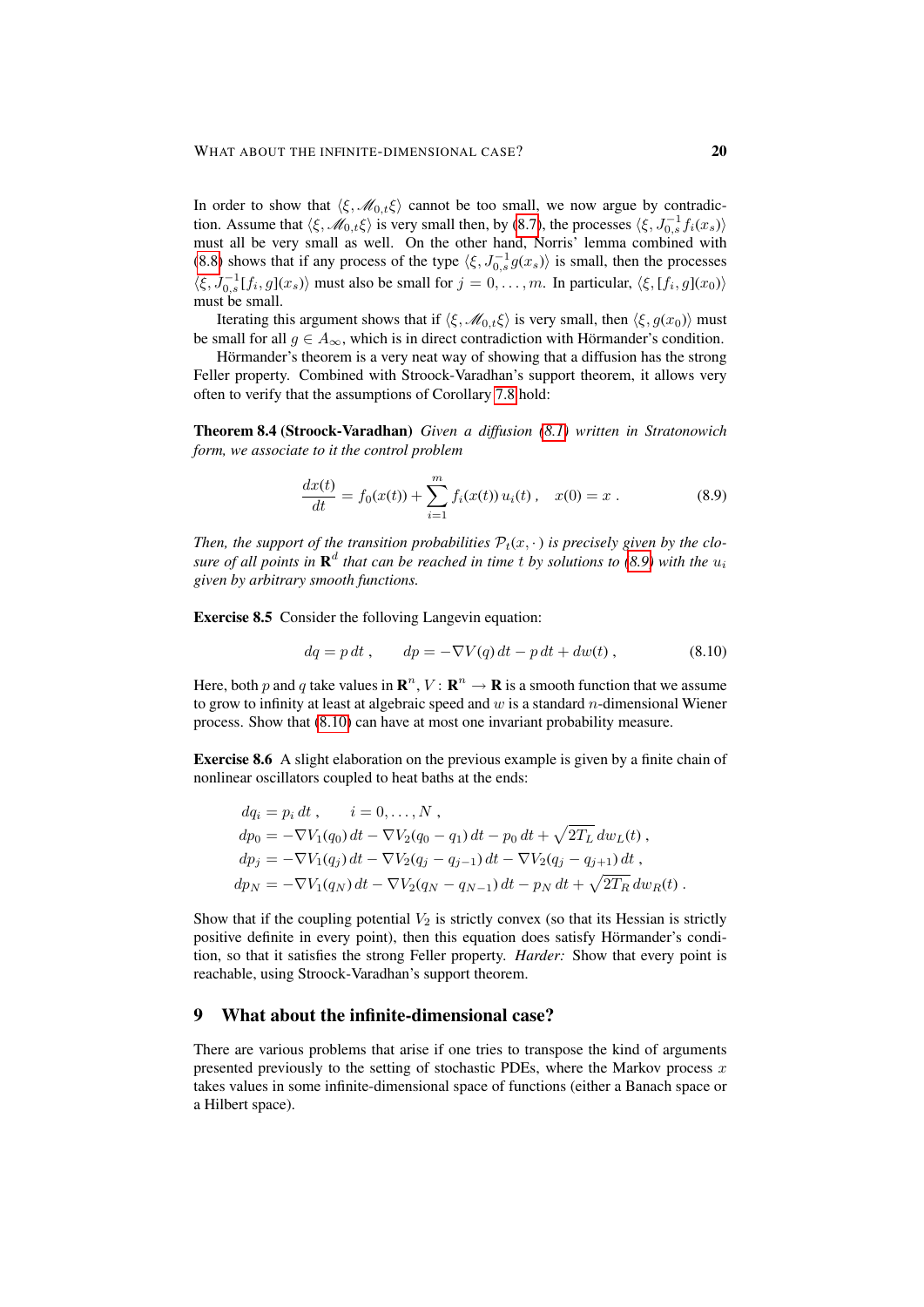In order to show that $\langle \xi, \mathscr{M}_{0,t}\xi\rangle$ cannot be too small, we now argue by contradiction. Assume that $\langle \xi, \mathscr{M}_{0,t}\xi\rangle$ is very small then, by (8.7), the processes $\langle \xi, J_{0,s}^{-1} f_i(x_s)\rangle$ must all be very small as well. On the other hand, Norris' lemma combined with (8.8) shows that if any process of the type $\langle \xi, J_{0,s}^{-1} g(x_s)\rangle$ is small, then the processes $\langle \xi, J_{0,s}^{-1}[f_i, g](x_s)\rangle$ must also be small for $j = 0, \ldots, m$. In particular, $\langle \xi, [f_i, g](x_0)\rangle$ must be small.

Iterating this argument shows that if $\langle \xi, \mathscr{M}_{0,t}\xi\rangle$ is very small, then $\langle \xi, g(x_0)\rangle$ must be small for all $g \in A_\infty$, which is in direct contradiction with Hörmander's condition.

Hörmander's theorem is a very neat way of showing that a diffusion has the strong Feller property. Combined with Stroock-Varadhan's support theorem, it allows very often to verify that the assumptions of Corollary 7.8 hold:

**Theorem 8.4 (Stroock-Varadhan)** *Given a diffusion (8.1) written in Stratonowich form, we associate to it the control problem*

$$\frac{dx(t)}{dt} = f_0(x(t)) + \sum_{i=1}^{m} f_i(x(t))\, u_i(t)\;, \quad x(0) = x\;. \tag{8.9}$$

*Then, the support of the transition probabilities $\mathcal{P}_t(x, \cdot)$ is precisely given by the closure of all points in $\mathbf{R}^d$ that can be reached in time $t$ by solutions to (8.9) with the $u_i$ given by arbitrary smooth functions.*

**Exercise 8.5** Consider the following Langevin equation:

$$dq = p\, dt\;, \qquad dp = -\nabla V(q)\, dt - p\, dt + dw(t)\;, \tag{8.10}$$

Here, both $p$ and $q$ take values in $\mathbf{R}^n$, $V : \mathbf{R}^n \to \mathbf{R}$ is a smooth function that we assume to grow to infinity at least at algebraic speed and $w$ is a standard $n$-dimensional Wiener process. Show that (8.10) can have at most one invariant probability measure.

**Exercise 8.6** A slight elaboration on the previous example is given by a finite chain of nonlinear oscillators coupled to heat baths at the ends:

$$\begin{aligned}
dq_i &= p_i\, dt\;, \qquad i = 0, \ldots, N\;,\\
dp_0 &= -\nabla V_1(q_0)\, dt - \nabla V_2(q_0 - q_1)\, dt - p_0\, dt + \sqrt{2T_L}\, dw_L(t)\;,\\
dp_j &= -\nabla V_1(q_j)\, dt - \nabla V_2(q_j - q_{j-1})\, dt - \nabla V_2(q_j - q_{j+1})\, dt\;,\\
dp_N &= -\nabla V_1(q_N)\, dt - \nabla V_2(q_N - q_{N-1})\, dt - p_N\, dt + \sqrt{2T_R}\, dw_R(t)\;.
\end{aligned}$$

Show that if the coupling potential $V_2$ is strictly convex (so that its Hessian is strictly positive definite in every point), then this equation does satisfy Hörmander's condition, so that it satisfies the strong Feller property. *Harder:* Show that every point is reachable, using Stroock-Varadhan's support theorem.

## 9 What about the infinite-dimensional case?

There are various problems that arise if one tries to transpose the kind of arguments presented previously to the setting of stochastic PDEs, where the Markov process $x$ takes values in some infinite-dimensional space of functions (either a Banach space or a Hilbert space).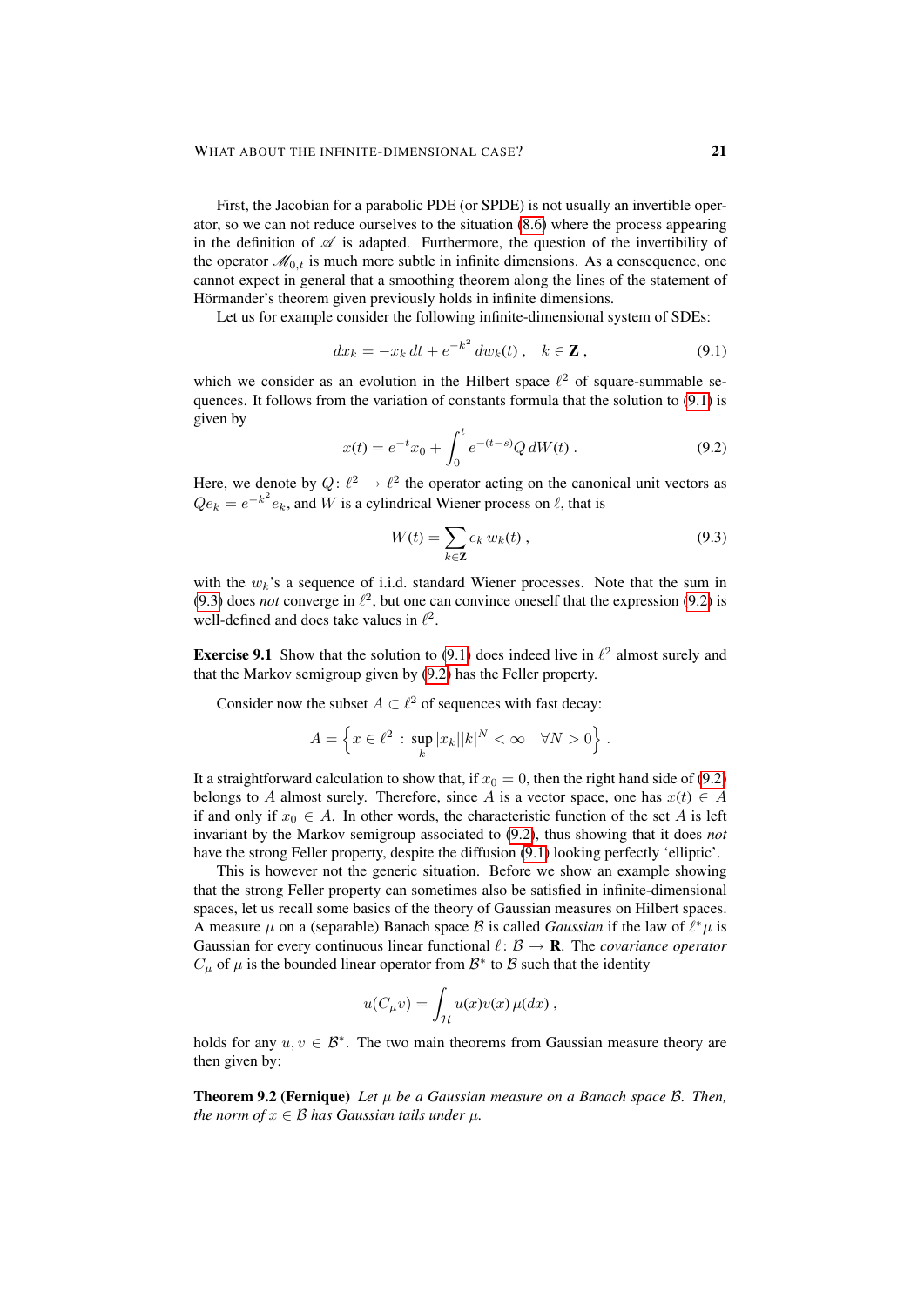First, the Jacobian for a parabolic PDE (or SPDE) is not usually an invertible operator, so we can not reduce ourselves to the situation (8.6) where the process appearing in the definition of $\mathscr{A}$ is adapted. Furthermore, the question of the invertibility of the operator $\mathscr{M}_{0,t}$ is much more subtle in infinite dimensions. As a consequence, one cannot expect in general that a smoothing theorem along the lines of the statement of Hörmander's theorem given previously holds in infinite dimensions.

Let us for example consider the following infinite-dimensional system of SDEs:

$$dx_k = -x_k \, dt + e^{-k^2} \, dw_k(t) \,, \quad k \in \mathbf{Z} \,, \tag{9.1}$$

which we consider as an evolution in the Hilbert space $\ell^2$ of square-summable sequences. It follows from the variation of constants formula that the solution to (9.1) is given by

$$x(t) = e^{-t} x_0 + \int_0^t e^{-(t-s)} Q \, dW(t) \,. \tag{9.2}$$

Here, we denote by $Q \colon \ell^2 \to \ell^2$ the operator acting on the canonical unit vectors as $Qe_k = e^{-k^2} e_k$, and $W$ is a cylindrical Wiener process on $\ell$, that is

$$W(t) = \sum_{k \in \mathbf{Z}} e_k \, w_k(t) \,, \tag{9.3}$$

with the $w_k$'s a sequence of i.i.d. standard Wiener processes. Note that the sum in (9.3) does *not* converge in $\ell^2$, but one can convince oneself that the expression (9.2) is well-defined and does take values in $\ell^2$.

**Exercise 9.1** Show that the solution to (9.1) does indeed live in $\ell^2$ almost surely and that the Markov semigroup given by (9.2) has the Feller property.

Consider now the subset $A \subset \ell^2$ of sequences with fast decay:

$$A = \Big\{ x \in \ell^2 \, : \, \sup_k |x_k| |k|^N < \infty \quad \forall N > 0 \Big\} \,.$$

It a straightforward calculation to show that, if $x_0 = 0$, then the right hand side of (9.2) belongs to $A$ almost surely. Therefore, since $A$ is a vector space, one has $x(t) \in A$ if and only if $x_0 \in A$. In other words, the characteristic function of the set $A$ is left invariant by the Markov semigroup associated to (9.2), thus showing that it does *not* have the strong Feller property, despite the diffusion (9.1) looking perfectly 'elliptic'.

This is however not the generic situation. Before we show an example showing that the strong Feller property can sometimes also be satisfied in infinite-dimensional spaces, let us recall some basics of the theory of Gaussian measures on Hilbert spaces. A measure $\mu$ on a (separable) Banach space $\mathcal{B}$ is called *Gaussian* if the law of $\ell^* \mu$ is Gaussian for every continuous linear functional $\ell \colon \mathcal{B} \to \mathbf{R}$. The *covariance operator* $C_\mu$ of $\mu$ is the bounded linear operator from $\mathcal{B}^*$ to $\mathcal{B}$ such that the identity

$$u(C_\mu v) = \int_{\mathcal{H}} u(x) v(x) \, \mu(dx) \,,$$

holds for any $u, v \in \mathcal{B}^*$. The two main theorems from Gaussian measure theory are then given by:

**Theorem 9.2 (Fernique)** *Let $\mu$ be a Gaussian measure on a Banach space $\mathcal{B}$. Then, the norm of $x \in \mathcal{B}$ has Gaussian tails under $\mu$.*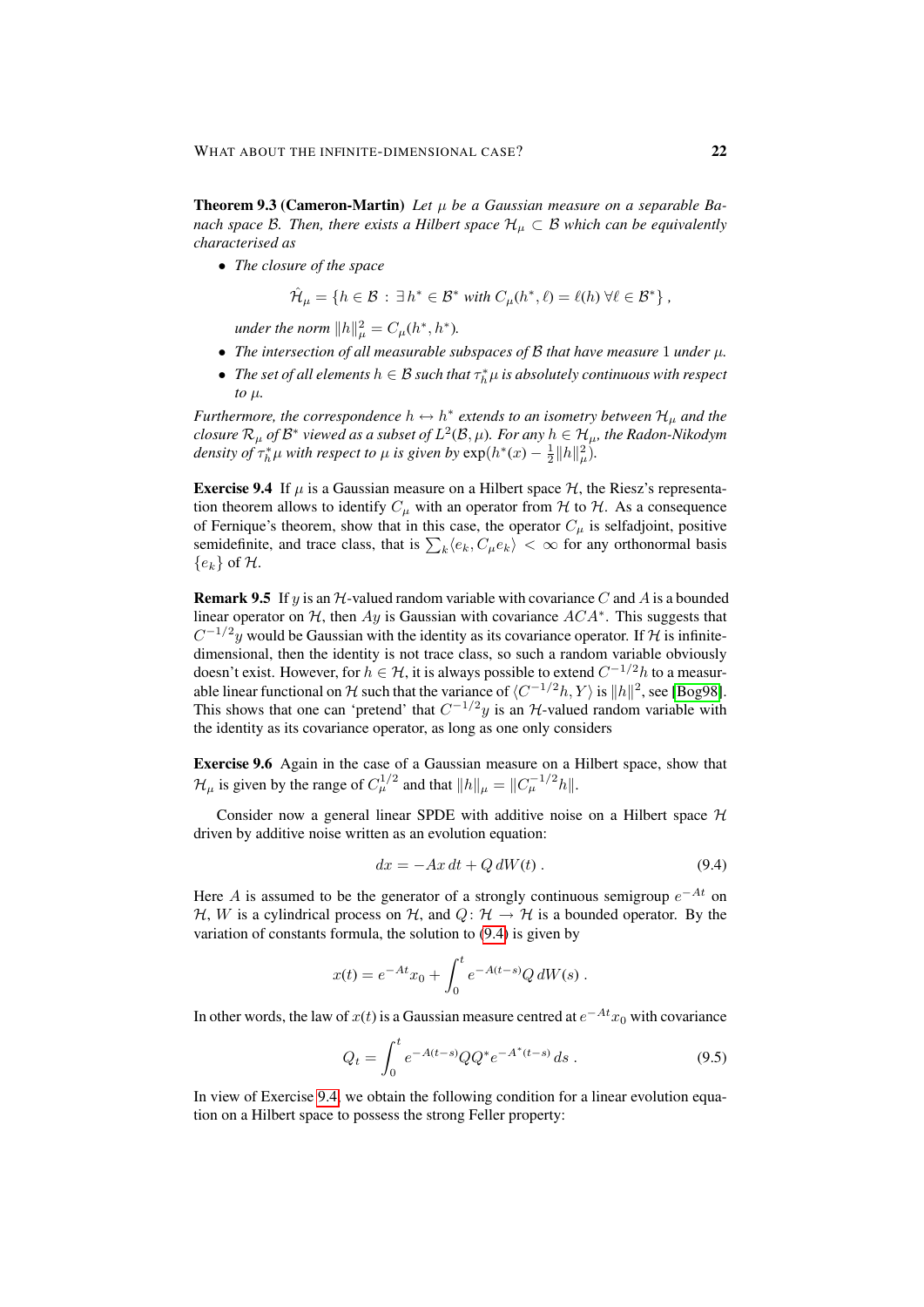**Theorem 9.3 (Cameron-Martin)** *Let $\mu$ be a Gaussian measure on a separable Banach space $\mathcal{B}$. Then, there exists a Hilbert space $\mathcal{H}_\mu \subset \mathcal{B}$ which can be equivalently characterised as*

- *The closure of the space*

$$\hat{\mathcal{H}}_\mu = \{h \in \mathcal{B} : \exists\, h^* \in \mathcal{B}^* \text{ with } C_\mu(h^*, \ell) = \ell(h)\ \forall \ell \in \mathcal{B}^*\} ,$$

  *under the norm $\|h\|_\mu^2 = C_\mu(h^*, h^*)$.*
- *The intersection of all measurable subspaces of $\mathcal{B}$ that have measure 1 under $\mu$.*
- *The set of all elements $h \in \mathcal{B}$ such that $\tau_h^* \mu$ is absolutely continuous with respect to $\mu$.*

*Furthermore, the correspondence $h \leftrightarrow h^*$ extends to an isometry between $\mathcal{H}_\mu$ and the closure $\mathcal{R}_\mu$ of $\mathcal{B}^*$ viewed as a subset of $L^2(\mathcal{B}, \mu)$. For any $h \in \mathcal{H}_\mu$, the Radon-Nikodym density of $\tau_h^* \mu$ with respect to $\mu$ is given by $\exp(h^*(x) - \frac{1}{2}\|h\|_\mu^2)$.*

**Exercise 9.4** If $\mu$ is a Gaussian measure on a Hilbert space $\mathcal{H}$, the Riesz's representation theorem allows to identify $C_\mu$ with an operator from $\mathcal{H}$ to $\mathcal{H}$. As a consequence of Fernique's theorem, show that in this case, the operator $C_\mu$ is selfadjoint, positive semidefinite, and trace class, that is $\sum_k \langle e_k, C_\mu e_k \rangle < \infty$ for any orthonormal basis $\{e_k\}$ of $\mathcal{H}$.

**Remark 9.5** If $y$ is an $\mathcal{H}$-valued random variable with covariance $C$ and $A$ is a bounded linear operator on $\mathcal{H}$, then $Ay$ is Gaussian with covariance $ACA^*$. This suggests that $C^{-1/2} y$ would be Gaussian with the identity as its covariance operator. If $\mathcal{H}$ is infinite-dimensional, then the identity is not trace class, so such a random variable obviously doesn't exist. However, for $h \in \mathcal{H}$, it is always possible to extend $C^{-1/2} h$ to a measurable linear functional on $\mathcal{H}$ such that the variance of $\langle C^{-1/2} h, Y \rangle$ is $\|h\|^2$, see [Bog98]. This shows that one can 'pretend' that $C^{-1/2} y$ is an $\mathcal{H}$-valued random variable with the identity as its covariance operator, as long as one only considers

**Exercise 9.6** Again in the case of a Gaussian measure on a Hilbert space, show that $\mathcal{H}_\mu$ is given by the range of $C_\mu^{1/2}$ and that $\|h\|_\mu = \|C_\mu^{-1/2} h\|$.

Consider now a general linear SPDE with additive noise on a Hilbert space $\mathcal{H}$ driven by additive noise written as an evolution equation:

$$dx = -Ax\, dt + Q\, dW(t) . \tag{9.4}$$

Here $A$ is assumed to be the generator of a strongly continuous semigroup $e^{-At}$ on $\mathcal{H}$, $W$ is a cylindrical process on $\mathcal{H}$, and $Q \colon \mathcal{H} \to \mathcal{H}$ is a bounded operator. By the variation of constants formula, the solution to (9.4) is given by

$$x(t) = e^{-At} x_0 + \int_0^t e^{-A(t-s)} Q\, dW(s) .$$

In other words, the law of $x(t)$ is a Gaussian measure centred at $e^{-At} x_0$ with covariance

$$Q_t = \int_0^t e^{-A(t-s)} Q Q^* e^{-A^*(t-s)}\, ds . \tag{9.5}$$

In view of Exercise 9.4, we obtain the following condition for a linear evolution equation on a Hilbert space to possess the strong Feller property: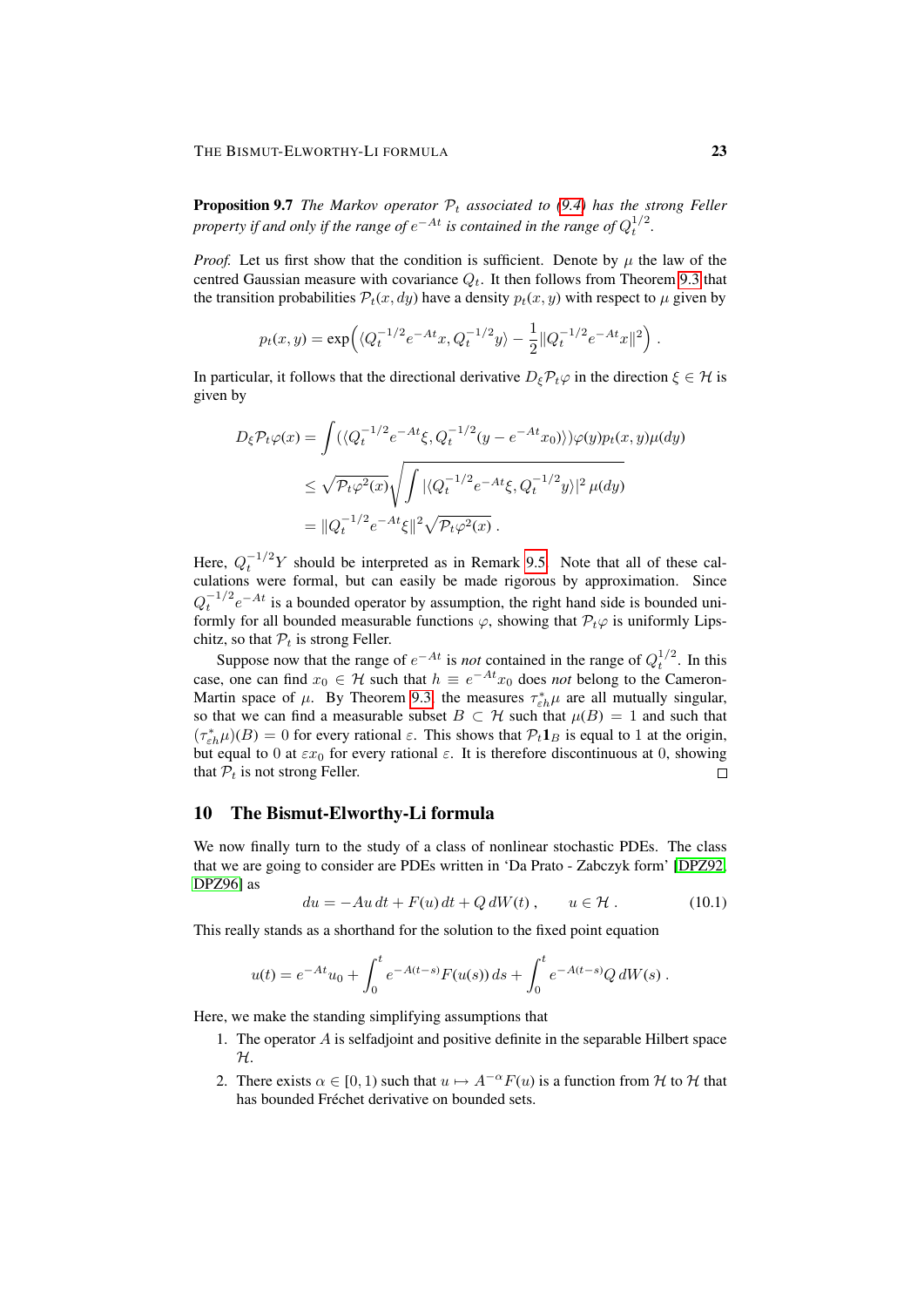**Proposition 9.7** *The Markov operator $\mathcal{P}_t$ associated to (9.4) has the strong Feller property if and only if the range of $e^{-At}$ is contained in the range of $Q_t^{1/2}$.*

*Proof.* Let us first show that the condition is sufficient. Denote by $\mu$ the law of the centred Gaussian measure with covariance $Q_t$. It then follows from Theorem 9.3 that the transition probabilities $\mathcal{P}_t(x, dy)$ have a density $p_t(x, y)$ with respect to $\mu$ given by

$$p_t(x, y) = \exp\Big(\langle Q_t^{-1/2} e^{-At} x, Q_t^{-1/2} y\rangle - \frac{1}{2}\|Q_t^{-1/2} e^{-At} x\|^2\Big) .$$

In particular, it follows that the directional derivative $D_\xi \mathcal{P}_t \varphi$ in the direction $\xi \in \mathcal{H}$ is given by

$$\begin{aligned}
D_\xi \mathcal{P}_t \varphi(x) &= \int (\langle Q_t^{-1/2} e^{-At}\xi, Q_t^{-1/2}(y - e^{-At}x_0)\rangle)\varphi(y) p_t(x, y)\mu(dy) \\
&\le \sqrt{\mathcal{P}_t \varphi^2(x)} \sqrt{\int |\langle Q_t^{-1/2} e^{-At}\xi, Q_t^{-1/2} y\rangle|^2 \,\mu(dy)} \\
&= \|Q_t^{-1/2} e^{-At}\xi\|^2 \sqrt{\mathcal{P}_t \varphi^2(x)} \;.
\end{aligned}$$

Here, $Q_t^{-1/2} Y$ should be interpreted as in Remark 9.5. Note that all of these calculations were formal, but can easily be made rigorous by approximation. Since $Q_t^{-1/2} e^{-At}$ is a bounded operator by assumption, the right hand side is bounded uniformly for all bounded measurable functions $\varphi$, showing that $\mathcal{P}_t \varphi$ is uniformly Lipschitz, so that $\mathcal{P}_t$ is strong Feller.

Suppose now that the range of $e^{-At}$ is *not* contained in the range of $Q_t^{1/2}$. In this case, one can find $x_0 \in \mathcal{H}$ such that $h \equiv e^{-At} x_0$ does *not* belong to the Cameron-Martin space of $\mu$. By Theorem 9.3, the measures $\tau_{\varepsilon h}^* \mu$ are all mutually singular, so that we can find a measurable subset $B \subset \mathcal{H}$ such that $\mu(B) = 1$ and such that $(\tau_{\varepsilon h}^* \mu)(B) = 0$ for every rational $\varepsilon$. This shows that $\mathcal{P}_t \mathbf{1}_B$ is equal to 1 at the origin, but equal to 0 at $\varepsilon x_0$ for every rational $\varepsilon$. It is therefore discontinuous at 0, showing that $\mathcal{P}_t$ is not strong Feller. □

## 10 The Bismut-Elworthy-Li formula

We now finally turn to the study of a class of nonlinear stochastic PDEs. The class that we are going to consider are PDEs written in 'Da Prato - Zabczyk form' [DPZ92, DPZ96] as

$$du = -Au\,dt + F(u)\,dt + Q\,dW(t)\,, \qquad u \in \mathcal{H}\,. \tag{10.1}$$

This really stands as a shorthand for the solution to the fixed point equation

$$u(t) = e^{-At} u_0 + \int_0^t e^{-A(t-s)} F(u(s))\,ds + \int_0^t e^{-A(t-s)} Q\,dW(s)\;.$$

Here, we make the standing simplifying assumptions that

1. The operator $A$ is selfadjoint and positive definite in the separable Hilbert space $\mathcal{H}$.
2. There exists $\alpha \in [0, 1)$ such that $u \mapsto A^{-\alpha} F(u)$ is a function from $\mathcal{H}$ to $\mathcal{H}$ that has bounded Fréchet derivative on bounded sets.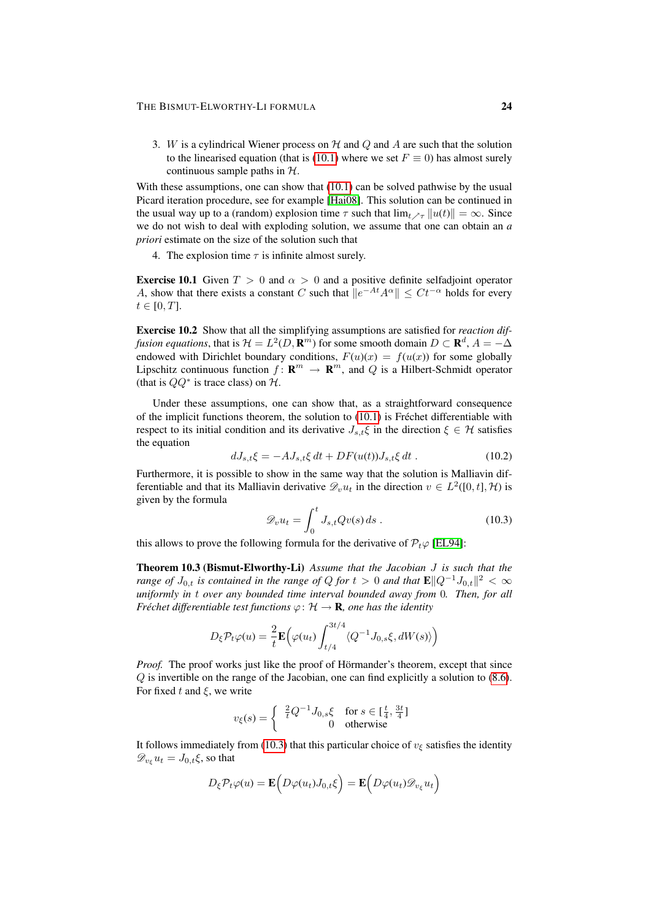3. $W$ is a cylindrical Wiener process on $\mathcal{H}$ and $Q$ and $A$ are such that the solution to the linearised equation (that is (10.1) where we set $F \equiv 0$) has almost surely continuous sample paths in $\mathcal{H}$.

With these assumptions, one can show that (10.1) can be solved pathwise by the usual Picard iteration procedure, see for example [Hai08]. This solution can be continued in the usual way up to a (random) explosion time $\tau$ such that $\lim_{t \nearrow \tau} \|u(t)\| = \infty$. Since we do not wish to deal with exploding solution, we assume that one can obtain an *a priori* estimate on the size of the solution such that

4. The explosion time $\tau$ is infinite almost surely.

**Exercise 10.1** Given $T > 0$ and $\alpha > 0$ and a positive definite selfadjoint operator $A$, show that there exists a constant $C$ such that $\|e^{-At}A^\alpha\| \leq Ct^{-\alpha}$ holds for every $t \in [0, T]$.

**Exercise 10.2** Show that all the simplifying assumptions are satisfied for *reaction diffusion equations*, that is $\mathcal{H} = L^2(D, \mathbf{R}^m)$ for some smooth domain $D \subset \mathbf{R}^d$, $A = -\Delta$ endowed with Dirichlet boundary conditions, $F(u)(x) = f(u(x))$ for some globally Lipschitz continuous function $f \colon \mathbf{R}^m \to \mathbf{R}^m$, and $Q$ is a Hilbert-Schmidt operator (that is $QQ^*$ is trace class) on $\mathcal{H}$.

Under these assumptions, one can show that, as a straightforward consequence of the implicit functions theorem, the solution to (10.1) is Fréchet differentiable with respect to its initial condition and its derivative $J_{s,t}\xi$ in the direction $\xi \in \mathcal{H}$ satisfies the equation

$$dJ_{s,t}\xi = -AJ_{s,t}\xi \, dt + DF(u(t))J_{s,t}\xi \, dt \; . \tag{10.2}$$

Furthermore, it is possible to show in the same way that the solution is Malliavin differentiable and that its Malliavin derivative $\mathscr{D}_v u_t$ in the direction $v \in L^2([0,t], \mathcal{H})$ is given by the formula

$$\mathscr{D}_v u_t = \int_0^t J_{s,t} Q v(s) \, ds \; . \tag{10.3}$$

this allows to prove the following formula for the derivative of $\mathcal{P}_t \varphi$ [EL94]:

**Theorem 10.3 (Bismut-Elworthy-Li)** *Assume that the Jacobian $J$ is such that the range of $J_{0,t}$ is contained in the range of $Q$ for $t > 0$ and that $\mathbf{E}\|Q^{-1}J_{0,t}\|^2 < \infty$ uniformly in $t$ over any bounded time interval bounded away from 0. Then, for all Fréchet differentiable test functions $\varphi \colon \mathcal{H} \to \mathbf{R}$, one has the identity*

$$D_\xi \mathcal{P}_t \varphi(u) = \frac{2}{t} \mathbf{E}\Big( \varphi(u_t) \int_{t/4}^{3t/4} \langle Q^{-1} J_{0,s}\xi, dW(s) \rangle \Big)$$

*Proof.* The proof works just like the proof of Hörmander's theorem, except that since $Q$ is invertible on the range of the Jacobian, one can find explicitly a solution to (8.6). For fixed $t$ and $\xi$, we write

$$v_\xi(s) = \begin{cases} \frac{2}{t} Q^{-1} J_{0,s}\xi & \text{for } s \in [\frac{t}{4}, \frac{3t}{4}] \\ 0 & \text{otherwise} \end{cases}$$

It follows immediately from (10.3) that this particular choice of $v_\xi$ satisfies the identity $\mathscr{D}_{v_\xi} u_t = J_{0,t}\xi$, so that

$$D_\xi \mathcal{P}_t \varphi(u) = \mathbf{E}\Big( D\varphi(u_t) J_{0,t}\xi \Big) = \mathbf{E}\Big( D\varphi(u_t) \mathscr{D}_{v_\xi} u_t \Big)$$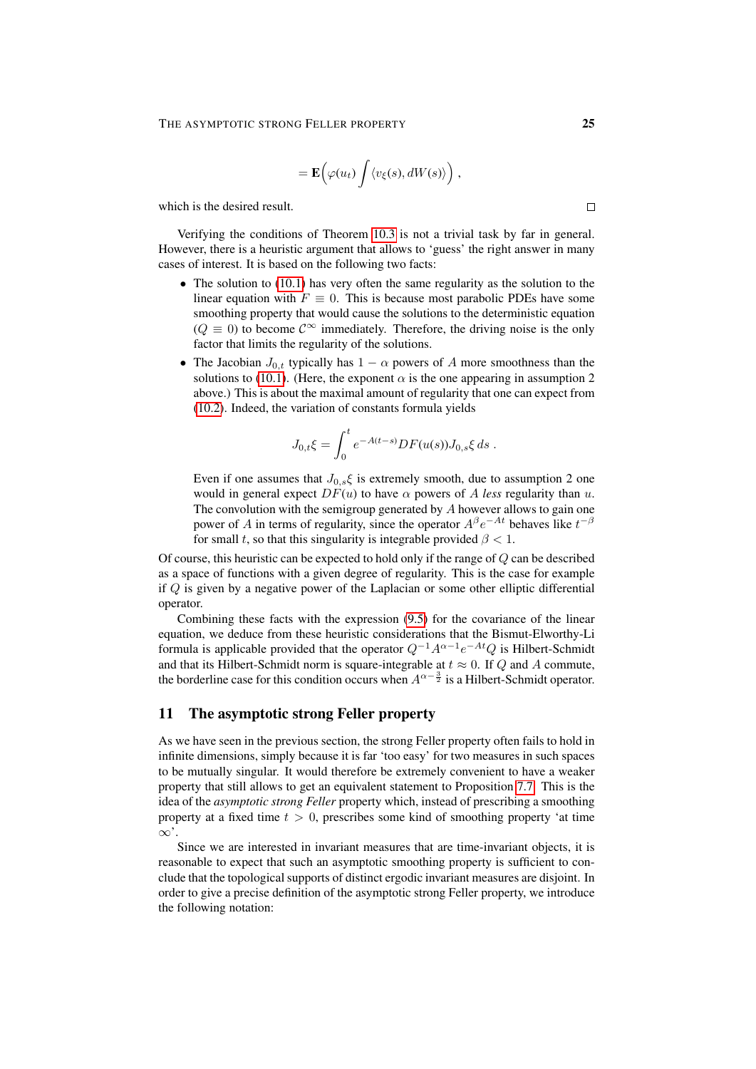$$= \mathbf{E}\Big(\varphi(u_t) \int \langle v_\xi(s), dW(s)\rangle\Big) ,$$

which is the desired result. □

Verifying the conditions of Theorem 10.3 is not a trivial task by far in general. However, there is a heuristic argument that allows to 'guess' the right answer in many cases of interest. It is based on the following two facts:

- The solution to (10.1) has very often the same regularity as the solution to the linear equation with $F \equiv 0$. This is because most parabolic PDEs have some smoothing property that would cause the solutions to the deterministic equation ($Q \equiv 0$) to become $\mathcal{C}^\infty$ immediately. Therefore, the driving noise is the only factor that limits the regularity of the solutions.
- The Jacobian $J_{0,t}$ typically has $1 - \alpha$ powers of $A$ more smoothness than the solutions to (10.1). (Here, the exponent $\alpha$ is the one appearing in assumption 2 above.) This is about the maximal amount of regularity that one can expect from (10.2). Indeed, the variation of constants formula yields

  $$J_{0,t}\xi = \int_0^t e^{-A(t-s)} DF(u(s)) J_{0,s}\xi \, ds .$$

  Even if one assumes that $J_{0,s}\xi$ is extremely smooth, due to assumption 2 one would in general expect $DF(u)$ to have $\alpha$ powers of $A$ *less* regularity than $u$. The convolution with the semigroup generated by $A$ however allows to gain one power of $A$ in terms of regularity, since the operator $A^\beta e^{-At}$ behaves like $t^{-\beta}$ for small $t$, so that this singularity is integrable provided $\beta < 1$.

Of course, this heuristic can be expected to hold only if the range of $Q$ can be described as a space of functions with a given degree of regularity. This is the case for example if $Q$ is given by a negative power of the Laplacian or some other elliptic differential operator.

Combining these facts with the expression (9.5) for the covariance of the linear equation, we deduce from these heuristic considerations that the Bismut-Elworthy-Li formula is applicable provided that the operator $Q^{-1} A^{\alpha-1} e^{-At} Q$ is Hilbert-Schmidt and that its Hilbert-Schmidt norm is square-integrable at $t \approx 0$. If $Q$ and $A$ commute, the borderline case for this condition occurs when $A^{\alpha - \frac{3}{2}}$ is a Hilbert-Schmidt operator.

## 11 The asymptotic strong Feller property

As we have seen in the previous section, the strong Feller property often fails to hold in infinite dimensions, simply because it is far 'too easy' for two measures in such spaces to be mutually singular. It would therefore be extremely convenient to have a weaker property that still allows to get an equivalent statement to Proposition 7.7. This is the idea of the *asymptotic strong Feller* property which, instead of prescribing a smoothing property at a fixed time $t > 0$, prescribes some kind of smoothing property 'at time $\infty$'.

Since we are interested in invariant measures that are time-invariant objects, it is reasonable to expect that such an asymptotic smoothing property is sufficient to conclude that the topological supports of distinct ergodic invariant measures are disjoint. In order to give a precise definition of the asymptotic strong Feller property, we introduce the following notation: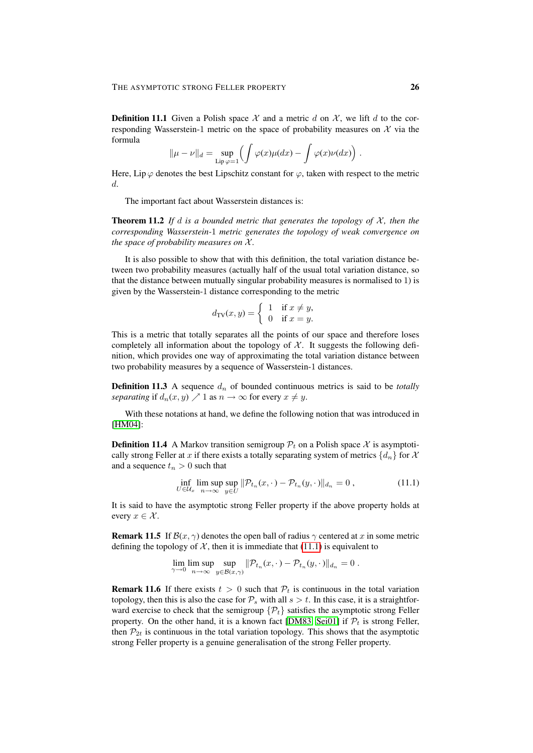**Definition 11.1** Given a Polish space $\mathcal{X}$ and a metric $d$ on $\mathcal{X}$, we lift $d$ to the corresponding Wasserstein-1 metric on the space of probability measures on $\mathcal{X}$ via the formula

$$\|\mu - \nu\|_d = \sup_{\mathrm{Lip}\,\varphi = 1} \Big( \int \varphi(x)\mu(dx) - \int \varphi(x)\nu(dx) \Big) .$$

Here, $\mathrm{Lip}\,\varphi$ denotes the best Lipschitz constant for $\varphi$, taken with respect to the metric $d$.

The important fact about Wasserstein distances is:

**Theorem 11.2** *If $d$ is a bounded metric that generates the topology of $\mathcal{X}$, then the corresponding Wasserstein-1 metric generates the topology of weak convergence on the space of probability measures on $\mathcal{X}$.*

It is also possible to show that with this definition, the total variation distance between two probability measures (actually half of the usual total variation distance, so that the distance between mutually singular probability measures is normalised to 1) is given by the Wasserstein-1 distance corresponding to the metric

$$d_{\mathrm{TV}}(x,y) = \begin{cases} 1 & \text{if } x \neq y, \\ 0 & \text{if } x = y. \end{cases}$$

This is a metric that totally separates all the points of our space and therefore loses completely all information about the topology of $\mathcal{X}$. It suggests the following definition, which provides one way of approximating the total variation distance between two probability measures by a sequence of Wasserstein-1 distances.

**Definition 11.3** A sequence $d_n$ of bounded continuous metrics is said to be *totally separating* if $d_n(x,y) \nearrow 1$ as $n \to \infty$ for every $x \neq y$.

With these notations at hand, we define the following notion that was introduced in [HM04]:

**Definition 11.4** A Markov transition semigroup $\mathcal{P}_t$ on a Polish space $\mathcal{X}$ is asymptotically strong Feller at $x$ if there exists a totally separating system of metrics $\{d_n\}$ for $\mathcal{X}$ and a sequence $t_n > 0$ such that

$$\inf_{U \in \mathcal{U}_x} \limsup_{n\to\infty} \sup_{y \in U} \|\mathcal{P}_{t_n}(x,\cdot) - \mathcal{P}_{t_n}(y,\cdot)\|_{d_n} = 0 , \tag{11.1}$$

It is said to have the asymptotic strong Feller property if the above property holds at every $x \in \mathcal{X}$.

**Remark 11.5** If $\mathcal{B}(x,\gamma)$ denotes the open ball of radius $\gamma$ centered at $x$ in some metric defining the topology of $\mathcal{X}$, then it is immediate that (11.1) is equivalent to

$$\lim_{\gamma\to 0} \limsup_{n\to\infty} \sup_{y \in \mathcal{B}(x,\gamma)} \|\mathcal{P}_{t_n}(x,\cdot) - \mathcal{P}_{t_n}(y,\cdot)\|_{d_n} = 0 .$$

**Remark 11.6** If there exists $t > 0$ such that $\mathcal{P}_t$ is continuous in the total variation topology, then this is also the case for $\mathcal{P}_s$ with all $s > t$. In this case, it is a straightforward exercise to check that the semigroup $\{\mathcal{P}_t\}$ satisfies the asymptotic strong Feller property. On the other hand, it is a known fact [DM83, Sei01] if $\mathcal{P}_t$ is strong Feller, then $\mathcal{P}_{2t}$ is continuous in the total variation topology. This shows that the asymptotic strong Feller property is a genuine generalisation of the strong Feller property.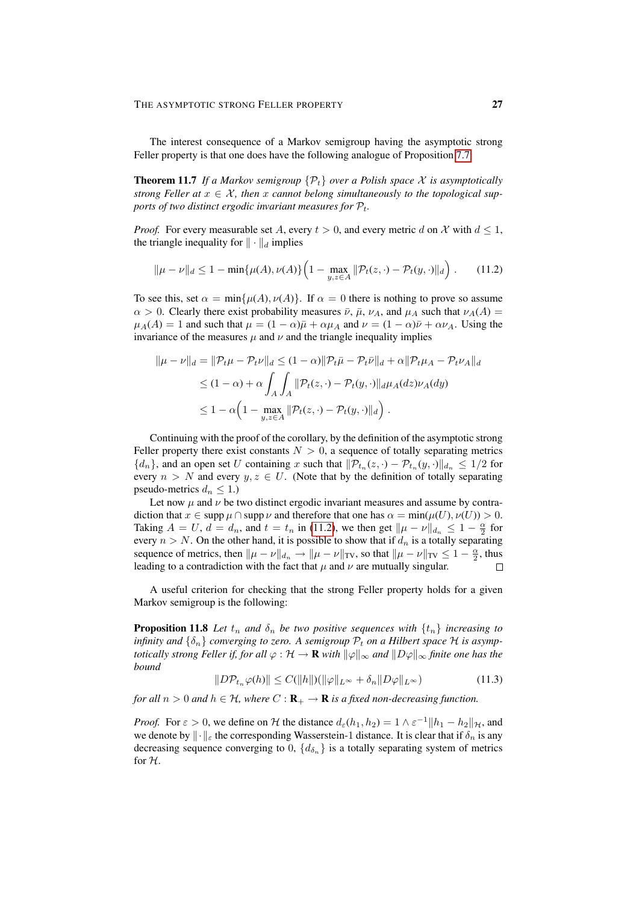The interest consequence of a Markov semigroup having the asymptotic strong Feller property is that one does have the following analogue of Proposition 7.7.

**Theorem 11.7** *If a Markov semigroup $\{\mathcal{P}_t\}$ over a Polish space $\mathcal{X}$ is asymptotically strong Feller at $x \in \mathcal{X}$, then $x$ cannot belong simultaneously to the topological supports of two distinct ergodic invariant measures for $\mathcal{P}_t$.*

*Proof.* For every measurable set $A$, every $t > 0$, and every metric $d$ on $\mathcal{X}$ with $d \leq 1$, the triangle inequality for $\|\cdot\|_d$ implies

$$\|\mu - \nu\|_d \leq 1 - \min\{\mu(A), \nu(A)\}\Big(1 - \max_{y,z\in A} \|\mathcal{P}_t(z,\cdot) - \mathcal{P}_t(y,\cdot)\|_d\Big) . \tag{11.2}$$

To see this, set $\alpha = \min\{\mu(A), \nu(A)\}$. If $\alpha = 0$ there is nothing to prove so assume $\alpha > 0$. Clearly there exist probability measures $\bar\nu$, $\bar\mu$, $\nu_A$, and $\mu_A$ such that $\nu_A(A) = \mu_A(A) = 1$ and such that $\mu = (1-\alpha)\bar\mu + \alpha\mu_A$ and $\nu = (1-\alpha)\bar\nu + \alpha\nu_A$. Using the invariance of the measures $\mu$ and $\nu$ and the triangle inequality implies

$$\begin{aligned}
\|\mu - \nu\|_d = \|\mathcal{P}_t\mu - \mathcal{P}_t\nu\|_d &\leq (1-\alpha)\|\mathcal{P}_t\bar\mu - \mathcal{P}_t\bar\nu\|_d + \alpha\|\mathcal{P}_t\mu_A - \mathcal{P}_t\nu_A\|_d \\
&\leq (1-\alpha) + \alpha\int_A\int_A \|\mathcal{P}_t(z,\cdot) - \mathcal{P}_t(y,\cdot)\|_d \mu_A(dz)\nu_A(dy) \\
&\leq 1 - \alpha\Big(1 - \max_{y,z\in A}\|\mathcal{P}_t(z,\cdot) - \mathcal{P}_t(y,\cdot)\|_d\Big) .
\end{aligned}$$

Continuing with the proof of the corollary, by the definition of the asymptotic strong Feller property there exist constants $N > 0$, a sequence of totally separating metrics $\{d_n\}$, and an open set $U$ containing $x$ such that $\|\mathcal{P}_{t_n}(z,\cdot) - \mathcal{P}_{t_n}(y,\cdot)\|_{d_n} \leq 1/2$ for every $n > N$ and every $y, z \in U$. (Note that by the definition of totally separating pseudo-metrics $d_n \leq 1$.)

Let now $\mu$ and $\nu$ be two distinct ergodic invariant measures and assume by contradiction that $x \in \operatorname{supp}\mu \cap \operatorname{supp}\nu$ and therefore that one has $\alpha = \min(\mu(U), \nu(U)) > 0$. Taking $A = U$, $d = d_n$, and $t = t_n$ in (11.2), we then get $\|\mu - \nu\|_{d_n} \leq 1 - \frac{\alpha}{2}$ for every $n > N$. On the other hand, it is possible to show that if $d_n$ is a totally separating sequence of metrics, then $\|\mu - \nu\|_{d_n} \to \|\mu - \nu\|_{\mathrm{TV}}$, so that $\|\mu - \nu\|_{\mathrm{TV}} \leq 1 - \frac{\alpha}{2}$, thus leading to a contradiction with the fact that $\mu$ and $\nu$ are mutually singular. $\square$

A useful criterion for checking that the strong Feller property holds for a given Markov semigroup is the following:

**Proposition 11.8** *Let $t_n$ and $\delta_n$ be two positive sequences with $\{t_n\}$ increasing to infinity and $\{\delta_n\}$ converging to zero. A semigroup $\mathcal{P}_t$ on a Hilbert space $\mathcal{H}$ is asymptotically strong Feller if, for all $\varphi : \mathcal{H} \to \mathbf{R}$ with $\|\varphi\|_\infty$ and $\|D\varphi\|_\infty$ finite one has the bound*

$$\|D\mathcal{P}_{t_n}\varphi(h)\| \leq C(\|h\|)(\|\varphi\|_{L^\infty} + \delta_n\|D\varphi\|_{L^\infty}) \tag{11.3}$$

*for all $n > 0$ and $h \in \mathcal{H}$, where $C : \mathbf{R}_+ \to \mathbf{R}$ is a fixed non-decreasing function.*

*Proof.* For $\varepsilon > 0$, we define on $\mathcal{H}$ the distance $d_\varepsilon(h_1, h_2) = 1 \wedge \varepsilon^{-1}\|h_1 - h_2\|_{\mathcal{H}}$, and we denote by $\|\cdot\|_\varepsilon$ the corresponding Wasserstein-1 distance. It is clear that if $\delta_n$ is any decreasing sequence converging to 0, $\{d_{\delta_n}\}$ is a totally separating system of metrics for $\mathcal{H}$.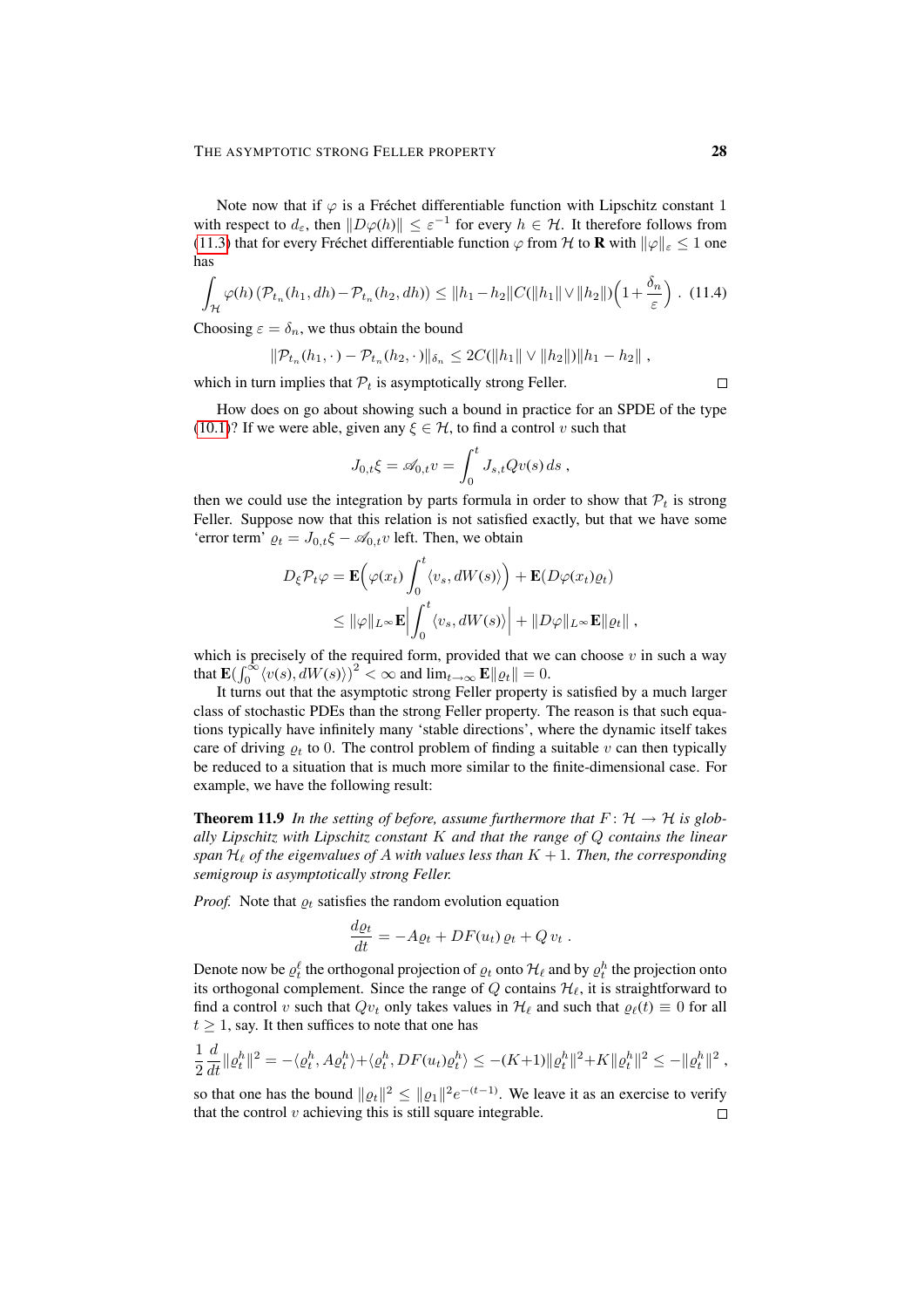Note now that if $\varphi$ is a Fréchet differentiable function with Lipschitz constant 1 with respect to $d_\varepsilon$, then $\|D\varphi(h)\| \le \varepsilon^{-1}$ for every $h \in \mathcal{H}$. It therefore follows from (11.3) that for every Fréchet differentiable function $\varphi$ from $\mathcal{H}$ to $\mathbf{R}$ with $\|\varphi\|_\varepsilon \le 1$ one has

$$\int_{\mathcal{H}} \varphi(h)\,(\mathcal{P}_{t_n}(h_1, dh) - \mathcal{P}_{t_n}(h_2, dh)) \le \|h_1 - h_2\| C(\|h_1\| \vee \|h_2\|)\Big(1 + \frac{\delta_n}{\varepsilon}\Big) \;. \quad (11.4)$$

Choosing $\varepsilon = \delta_n$, we thus obtain the bound

$$\|\mathcal{P}_{t_n}(h_1, \cdot) - \mathcal{P}_{t_n}(h_2, \cdot)\|_{\delta_n} \le 2C(\|h_1\| \vee \|h_2\|)\|h_1 - h_2\| \;,$$

which in turn implies that $\mathcal{P}_t$ is asymptotically strong Feller. □

How does on go about showing such a bound in practice for an SPDE of the type (10.1)? If we were able, given any $\xi \in \mathcal{H}$, to find a control $v$ such that

$$J_{0,t}\xi = \mathscr{A}_{0,t} v = \int_0^t J_{s,t} Q v(s)\, ds \;,$$

then we could use the integration by parts formula in order to show that $\mathcal{P}_t$ is strong Feller. Suppose now that this relation is not satisfied exactly, but that we have some 'error term' $\varrho_t = J_{0,t}\xi - \mathscr{A}_{0,t} v$ left. Then, we obtain

$$\begin{aligned} D_\xi \mathcal{P}_t \varphi &= \mathbf{E}\Big(\varphi(x_t) \int_0^t \langle v_s, dW(s)\rangle\Big) + \mathbf{E}(D\varphi(x_t)\varrho_t) \\ &\le \|\varphi\|_{L^\infty} \mathbf{E}\Big|\int_0^t \langle v_s, dW(s)\rangle\Big| + \|D\varphi\|_{L^\infty} \mathbf{E}\|\varrho_t\| \;, \end{aligned}$$

which is precisely of the required form, provided that we can choose $v$ in such a way that $\mathbf{E}\big(\int_0^\infty \langle v(s), dW(s)\rangle\big)^2 < \infty$ and $\lim_{t\to\infty} \mathbf{E}\|\varrho_t\| = 0$.

It turns out that the asymptotic strong Feller property is satisfied by a much larger class of stochastic PDEs than the strong Feller property. The reason is that such equations typically have infinitely many 'stable directions', where the dynamic itself takes care of driving $\varrho_t$ to 0. The control problem of finding a suitable $v$ can then typically be reduced to a situation that is much more similar to the finite-dimensional case. For example, we have the following result:

**Theorem 11.9** *In the setting of before, assume furthermore that $F\colon \mathcal{H} \to \mathcal{H}$ is globally Lipschitz with Lipschitz constant $K$ and that the range of $Q$ contains the linear span $\mathcal{H}_\ell$ of the eigenvalues of $A$ with values less than $K+1$. Then, the corresponding semigroup is asymptotically strong Feller.*

*Proof.* Note that $\varrho_t$ satisfies the random evolution equation

$$\frac{d\varrho_t}{dt} = -A\varrho_t + DF(u_t)\,\varrho_t + Q\,v_t \;.$$

Denote now be $\varrho_t^\ell$ the orthogonal projection of $\varrho_t$ onto $\mathcal{H}_\ell$ and by $\varrho_t^h$ the projection onto its orthogonal complement. Since the range of $Q$ contains $\mathcal{H}_\ell$, it is straightforward to find a control $v$ such that $Qv_t$ only takes values in $\mathcal{H}_\ell$ and such that $\varrho_t(t) \equiv 0$ for all $t \ge 1$, say. It then suffices to note that one has

$$\frac{1}{2}\frac{d}{dt}\|\varrho_t^h\|^2 = -\langle \varrho_t^h, A\varrho_t^h\rangle + \langle \varrho_t^h, DF(u_t)\varrho_t^h\rangle \le -(K+1)\|\varrho_t^h\|^2 + K\|\varrho_t^h\|^2 \le -\|\varrho_t^h\|^2 \;,$$

so that one has the bound $\|\varrho_t\|^2 \le \|\varrho_1\|^2 e^{-(t-1)}$. We leave it as an exercise to verify that the control $v$ achieving this is still square integrable. □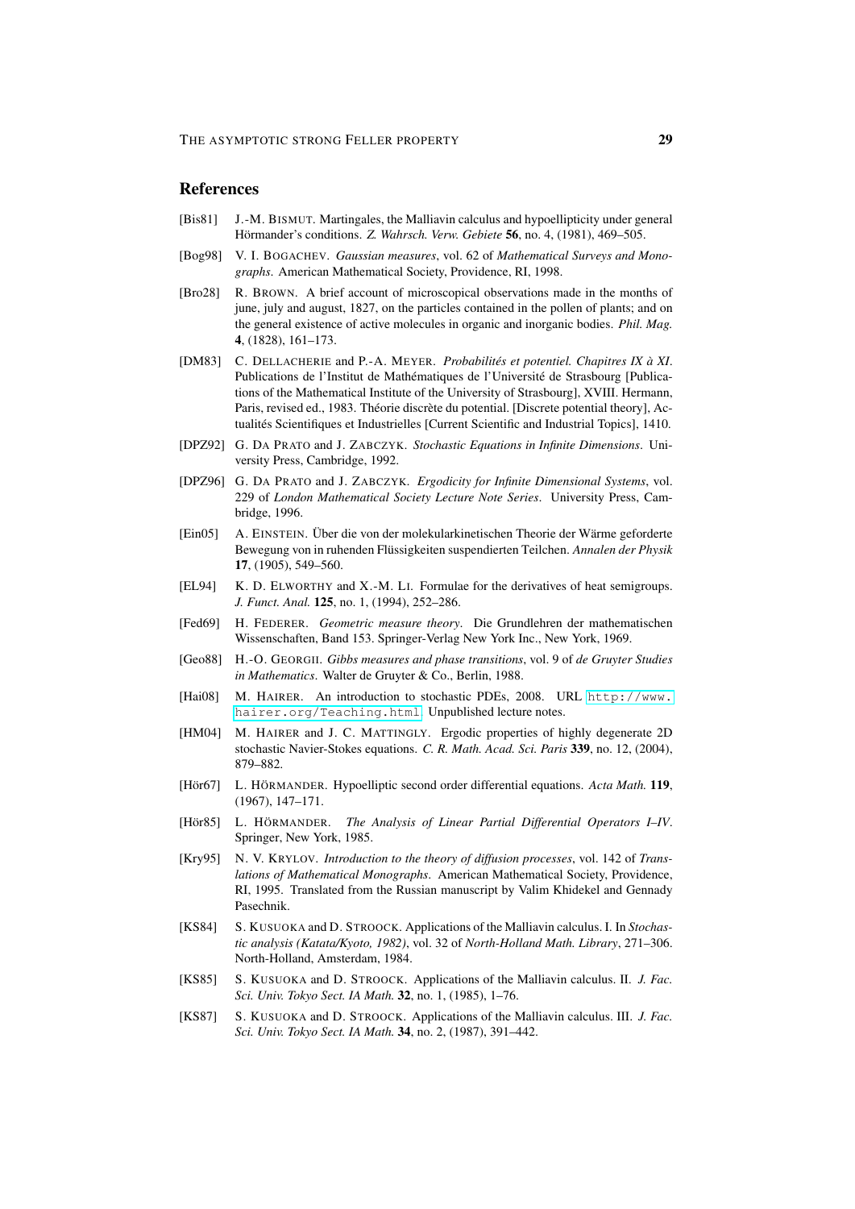## References

[Bis81] J.-M. Bismut. Martingales, the Malliavin calculus and hypoellipticity under general Hörmander's conditions. *Z. Wahrsch. Verw. Gebiete* **56**, no. 4, (1981), 469–505.

[Bog98] V. I. Bogachev. *Gaussian measures*, vol. 62 of *Mathematical Surveys and Monographs*. American Mathematical Society, Providence, RI, 1998.

[Bro28] R. Brown. A brief account of microscopical observations made in the months of june, july and august, 1827, on the particles contained in the pollen of plants; and on the general existence of active molecules in organic and inorganic bodies. *Phil. Mag.* **4**, (1828), 161–173.

[DM83] C. Dellacherie and P.-A. Meyer. *Probabilités et potentiel. Chapitres IX à XI*. Publications de l'Institut de Mathématiques de l'Université de Strasbourg [Publications of the Mathematical Institute of the University of Strasbourg], XVIII. Hermann, Paris, revised ed., 1983. Théorie discrète du potential. [Discrete potential theory], Actualités Scientifiques et Industrielles [Current Scientific and Industrial Topics], 1410.

[DPZ92] G. Da Prato and J. Zabczyk. *Stochastic Equations in Infinite Dimensions*. University Press, Cambridge, 1992.

[DPZ96] G. Da Prato and J. Zabczyk. *Ergodicity for Infinite Dimensional Systems*, vol. 229 of *London Mathematical Society Lecture Note Series*. University Press, Cambridge, 1996.

[Ein05] A. Einstein. Über die von der molekularkinetischen Theorie der Wärme geforderte Bewegung von in ruhenden Flüssigkeiten suspendierten Teilchen. *Annalen der Physik* **17**, (1905), 549–560.

[EL94] K. D. Elworthy and X.-M. Li. Formulae for the derivatives of heat semigroups. *J. Funct. Anal.* **125**, no. 1, (1994), 252–286.

[Fed69] H. Federer. *Geometric measure theory*. Die Grundlehren der mathematischen Wissenschaften, Band 153. Springer-Verlag New York Inc., New York, 1969.

[Geo88] H.-O. Georgii. *Gibbs measures and phase transitions*, vol. 9 of *de Gruyter Studies in Mathematics*. Walter de Gruyter & Co., Berlin, 1988.

[Hai08] M. Hairer. An introduction to stochastic PDEs, 2008. URL http://www.hairer.org/Teaching.html. Unpublished lecture notes.

[HM04] M. Hairer and J. C. Mattingly. Ergodic properties of highly degenerate 2D stochastic Navier-Stokes equations. *C. R. Math. Acad. Sci. Paris* **339**, no. 12, (2004), 879–882.

[Hör67] L. Hörmander. Hypoelliptic second order differential equations. *Acta Math.* **119**, (1967), 147–171.

[Hör85] L. Hörmander. *The Analysis of Linear Partial Differential Operators I–IV*. Springer, New York, 1985.

[Kry95] N. V. Krylov. *Introduction to the theory of diffusion processes*, vol. 142 of *Translations of Mathematical Monographs*. American Mathematical Society, Providence, RI, 1995. Translated from the Russian manuscript by Valim Khidekel and Gennady Pasechnik.

[KS84] S. Kusuoka and D. Stroock. Applications of the Malliavin calculus. I. In *Stochastic analysis (Katata/Kyoto, 1982)*, vol. 32 of *North-Holland Math. Library*, 271–306. North-Holland, Amsterdam, 1984.

[KS85] S. Kusuoka and D. Stroock. Applications of the Malliavin calculus. II. *J. Fac. Sci. Univ. Tokyo Sect. IA Math.* **32**, no. 1, (1985), 1–76.

[KS87] S. Kusuoka and D. Stroock. Applications of the Malliavin calculus. III. *J. Fac. Sci. Univ. Tokyo Sect. IA Math.* **34**, no. 2, (1987), 391–442.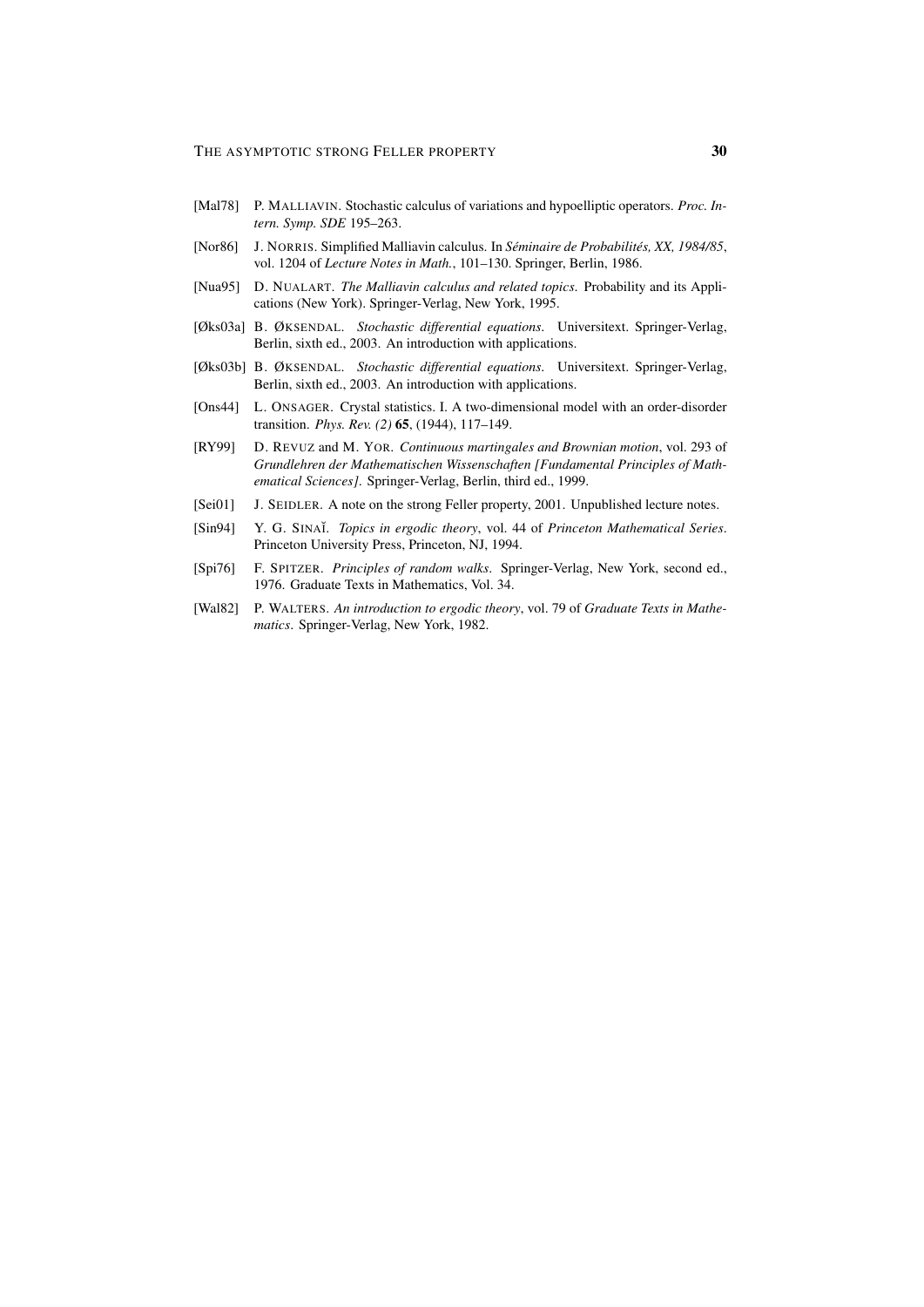[Mal78] P. MALLIAVIN. Stochastic calculus of variations and hypoelliptic operators. *Proc. Intern. Symp. SDE* 195–263.

[Nor86] J. NORRIS. Simplified Malliavin calculus. In *Séminaire de Probabilités, XX, 1984/85*, vol. 1204 of *Lecture Notes in Math.*, 101–130. Springer, Berlin, 1986.

[Nua95] D. NUALART. *The Malliavin calculus and related topics*. Probability and its Applications (New York). Springer-Verlag, New York, 1995.

[Øks03a] B. ØKSENDAL. *Stochastic differential equations*. Universitext. Springer-Verlag, Berlin, sixth ed., 2003. An introduction with applications.

[Øks03b] B. ØKSENDAL. *Stochastic differential equations*. Universitext. Springer-Verlag, Berlin, sixth ed., 2003. An introduction with applications.

[Ons44] L. ONSAGER. Crystal statistics. I. A two-dimensional model with an order-disorder transition. *Phys. Rev. (2)* **65**, (1944), 117–149.

[RY99] D. REVUZ and M. YOR. *Continuous martingales and Brownian motion*, vol. 293 of *Grundlehren der Mathematischen Wissenschaften [Fundamental Principles of Mathematical Sciences]*. Springer-Verlag, Berlin, third ed., 1999.

[Sei01] J. SEIDLER. A note on the strong Feller property, 2001. Unpublished lecture notes.

[Sin94] Y. G. SINAĬ. *Topics in ergodic theory*, vol. 44 of *Princeton Mathematical Series*. Princeton University Press, Princeton, NJ, 1994.

[Spi76] F. SPITZER. *Principles of random walks*. Springer-Verlag, New York, second ed., 1976. Graduate Texts in Mathematics, Vol. 34.

[Wal82] P. WALTERS. *An introduction to ergodic theory*, vol. 79 of *Graduate Texts in Mathematics*. Springer-Verlag, New York, 1982.